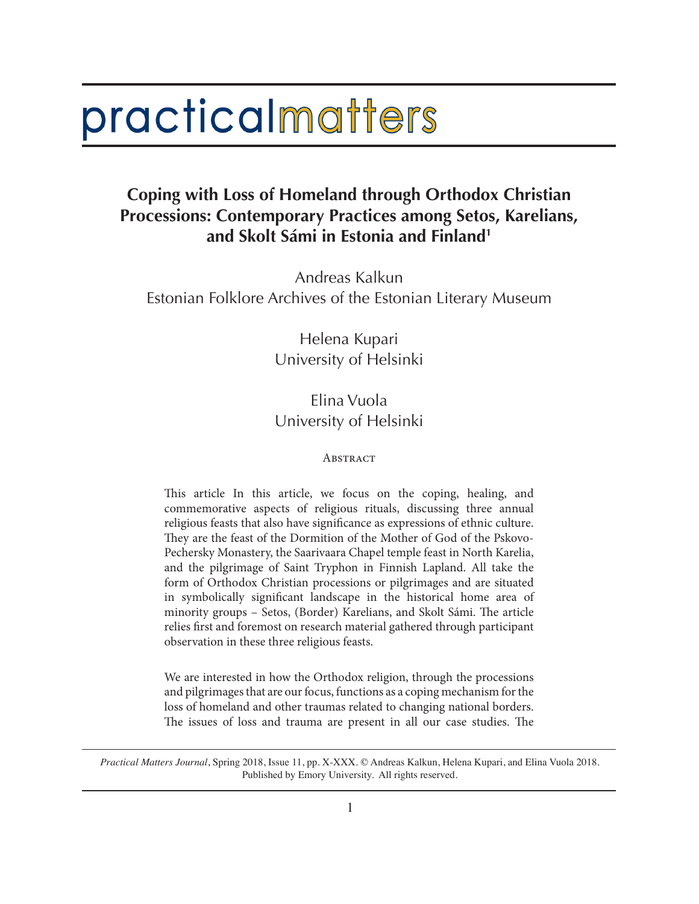practicalmatters

# Coping with Loss of Homeland through Orthodox Christian Processions: Contemporary Practices among Setos, Karelians, and Skolt Sámi in Estonia and Finland[1]

Andreas Kalkun
Estonian Folklore Archives of the Estonian Literary Museum

Helena Kupari
University of Helsinki

Elina Vuola
University of Helsinki

## Abstract

This article In this article, we focus on the coping, healing, and commemorative aspects of religious rituals, discussing three annual religious feasts that also have significance as expressions of ethnic culture. They are the feast of the Dormition of the Mother of God of the Pskovo-Pechersky Monastery, the Saarivaara Chapel temple feast in North Karelia, and the pilgrimage of Saint Tryphon in Finnish Lapland. All take the form of Orthodox Christian processions or pilgrimages and are situated in symbolically significant landscape in the historical home area of minority groups – Setos, (Border) Karelians, and Skolt Sámi. The article relies first and foremost on research material gathered through participant observation in these three religious feasts.

We are interested in how the Orthodox religion, through the processions and pilgrimages that are our focus, functions as a coping mechanism for the loss of homeland and other traumas related to changing national borders. The issues of loss and trauma are present in all our case studies. The

*Practical Matters Journal*, Spring 2018, Issue 11, pp. X-XXX. © Andreas Kalkun, Helena Kupari, and Elina Vuola 2018. Published by Emory University. All rights reserved.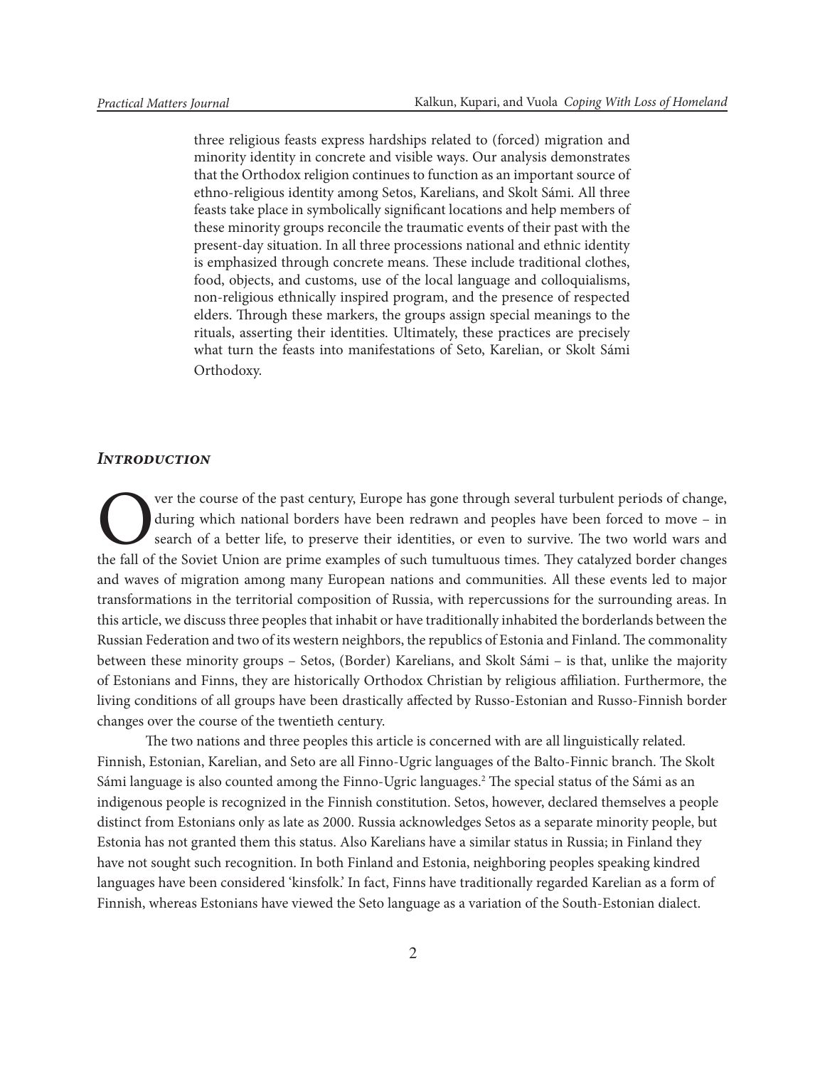three religious feasts express hardships related to (forced) migration and minority identity in concrete and visible ways. Our analysis demonstrates that the Orthodox religion continues to function as an important source of ethno-religious identity among Setos, Karelians, and Skolt Sámi. All three feasts take place in symbolically significant locations and help members of these minority groups reconcile the traumatic events of their past with the present-day situation. In all three processions national and ethnic identity is emphasized through concrete means. These include traditional clothes, food, objects, and customs, use of the local language and colloquialisms, non-religious ethnically inspired program, and the presence of respected elders. Through these markers, the groups assign special meanings to the rituals, asserting their identities. Ultimately, these practices are precisely what turn the feasts into manifestations of Seto, Karelian, or Skolt Sámi Orthodoxy.

## *Introduction*

Over the course of the past century, Europe has gone through several turbulent periods of change, during which national borders have been redrawn and peoples have been forced to move – in search of a better life, to preserve their identities, or even to survive. The two world wars and the fall of the Soviet Union are prime examples of such tumultuous times. They catalyzed border changes and waves of migration among many European nations and communities. All these events led to major transformations in the territorial composition of Russia, with repercussions for the surrounding areas. In this article, we discuss three peoples that inhabit or have traditionally inhabited the borderlands between the Russian Federation and two of its western neighbors, the republics of Estonia and Finland. The commonality between these minority groups – Setos, (Border) Karelians, and Skolt Sámi – is that, unlike the majority of Estonians and Finns, they are historically Orthodox Christian by religious affiliation. Furthermore, the living conditions of all groups have been drastically affected by Russo-Estonian and Russo-Finnish border changes over the course of the twentieth century.

The two nations and three peoples this article is concerned with are all linguistically related. Finnish, Estonian, Karelian, and Seto are all Finno-Ugric languages of the Balto-Finnic branch. The Skolt Sámi language is also counted among the Finno-Ugric languages.[2] The special status of the Sámi as an indigenous people is recognized in the Finnish constitution. Setos, however, declared themselves a people distinct from Estonians only as late as 2000. Russia acknowledges Setos as a separate minority people, but Estonia has not granted them this status. Also Karelians have a similar status in Russia; in Finland they have not sought such recognition. In both Finland and Estonia, neighboring peoples speaking kindred languages have been considered 'kinsfolk.' In fact, Finns have traditionally regarded Karelian as a form of Finnish, whereas Estonians have viewed the Seto language as a variation of the South-Estonian dialect.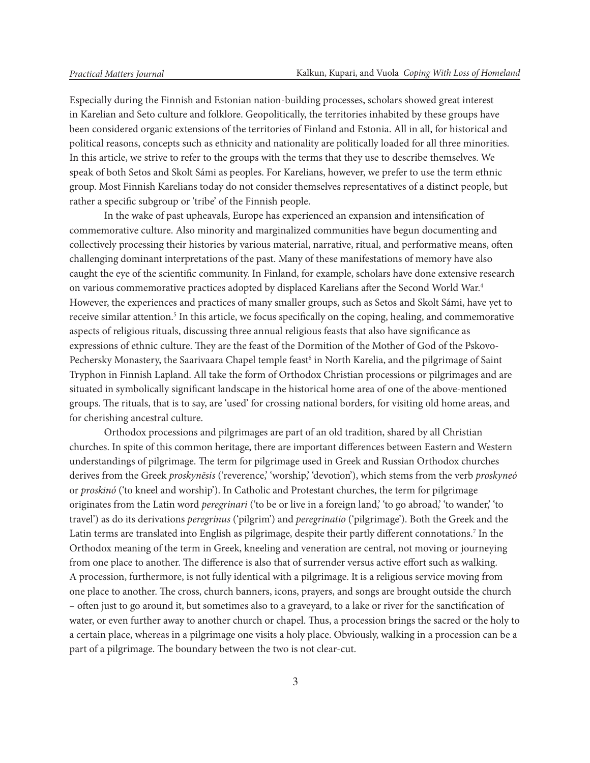Especially during the Finnish and Estonian nation-building processes, scholars showed great interest in Karelian and Seto culture and folklore. Geopolitically, the territories inhabited by these groups have been considered organic extensions of the territories of Finland and Estonia. All in all, for historical and political reasons, concepts such as ethnicity and nationality are politically loaded for all three minorities. In this article, we strive to refer to the groups with the terms that they use to describe themselves. We speak of both Setos and Skolt Sámi as peoples. For Karelians, however, we prefer to use the term ethnic group. Most Finnish Karelians today do not consider themselves representatives of a distinct people, but rather a specific subgroup or 'tribe' of the Finnish people.

In the wake of past upheavals, Europe has experienced an expansion and intensification of commemorative culture. Also minority and marginalized communities have begun documenting and collectively processing their histories by various material, narrative, ritual, and performative means, often challenging dominant interpretations of the past. Many of these manifestations of memory have also caught the eye of the scientific community. In Finland, for example, scholars have done extensive research on various commemorative practices adopted by displaced Karelians after the Second World War.[4] However, the experiences and practices of many smaller groups, such as Setos and Skolt Sámi, have yet to receive similar attention.[5] In this article, we focus specifically on the coping, healing, and commemorative aspects of religious rituals, discussing three annual religious feasts that also have significance as expressions of ethnic culture. They are the feast of the Dormition of the Mother of God of the Pskovo-Pechersky Monastery, the Saarivaara Chapel temple feast[6] in North Karelia, and the pilgrimage of Saint Tryphon in Finnish Lapland. All take the form of Orthodox Christian processions or pilgrimages and are situated in symbolically significant landscape in the historical home area of one of the above-mentioned groups. The rituals, that is to say, are 'used' for crossing national borders, for visiting old home areas, and for cherishing ancestral culture.

Orthodox processions and pilgrimages are part of an old tradition, shared by all Christian churches. In spite of this common heritage, there are important differences between Eastern and Western understandings of pilgrimage. The term for pilgrimage used in Greek and Russian Orthodox churches derives from the Greek *proskynēsis* ('reverence,' 'worship,' 'devotion'), which stems from the verb *proskyneó* or *proskinó* ('to kneel and worship'). In Catholic and Protestant churches, the term for pilgrimage originates from the Latin word *peregrinari* ('to be or live in a foreign land,' 'to go abroad,' 'to wander,' 'to travel') as do its derivations *peregrinus* ('pilgrim') and *peregrinatio* ('pilgrimage'). Both the Greek and the Latin terms are translated into English as pilgrimage, despite their partly different connotations.[7] In the Orthodox meaning of the term in Greek, kneeling and veneration are central, not moving or journeying from one place to another. The difference is also that of surrender versus active effort such as walking. A procession, furthermore, is not fully identical with a pilgrimage. It is a religious service moving from one place to another. The cross, church banners, icons, prayers, and songs are brought outside the church – often just to go around it, but sometimes also to a graveyard, to a lake or river for the sanctification of water, or even further away to another church or chapel. Thus, a procession brings the sacred or the holy to a certain place, whereas in a pilgrimage one visits a holy place. Obviously, walking in a procession can be a part of a pilgrimage. The boundary between the two is not clear-cut.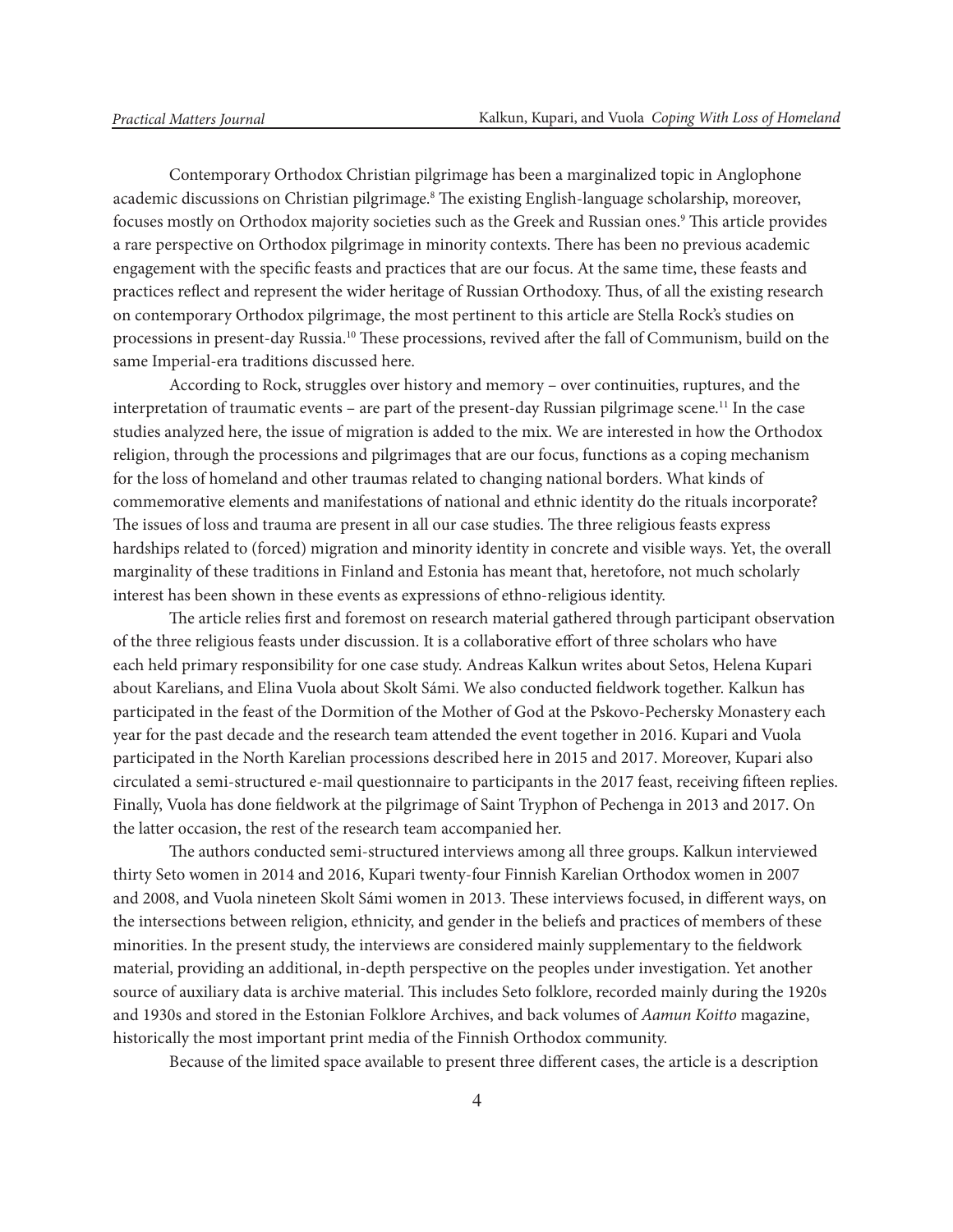Contemporary Orthodox Christian pilgrimage has been a marginalized topic in Anglophone academic discussions on Christian pilgrimage.[8] The existing English-language scholarship, moreover, focuses mostly on Orthodox majority societies such as the Greek and Russian ones.[9] This article provides a rare perspective on Orthodox pilgrimage in minority contexts. There has been no previous academic engagement with the specific feasts and practices that are our focus. At the same time, these feasts and practices reflect and represent the wider heritage of Russian Orthodoxy. Thus, of all the existing research on contemporary Orthodox pilgrimage, the most pertinent to this article are Stella Rock's studies on processions in present-day Russia.[10] These processions, revived after the fall of Communism, build on the same Imperial-era traditions discussed here.

According to Rock, struggles over history and memory – over continuities, ruptures, and the interpretation of traumatic events – are part of the present-day Russian pilgrimage scene.[11] In the case studies analyzed here, the issue of migration is added to the mix. We are interested in how the Orthodox religion, through the processions and pilgrimages that are our focus, functions as a coping mechanism for the loss of homeland and other traumas related to changing national borders. What kinds of commemorative elements and manifestations of national and ethnic identity do the rituals incorporate? The issues of loss and trauma are present in all our case studies. The three religious feasts express hardships related to (forced) migration and minority identity in concrete and visible ways. Yet, the overall marginality of these traditions in Finland and Estonia has meant that, heretofore, not much scholarly interest has been shown in these events as expressions of ethno-religious identity.

The article relies first and foremost on research material gathered through participant observation of the three religious feasts under discussion. It is a collaborative effort of three scholars who have each held primary responsibility for one case study. Andreas Kalkun writes about Setos, Helena Kupari about Karelians, and Elina Vuola about Skolt Sámi. We also conducted fieldwork together. Kalkun has participated in the feast of the Dormition of the Mother of God at the Pskovo-Pechersky Monastery each year for the past decade and the research team attended the event together in 2016. Kupari and Vuola participated in the North Karelian processions described here in 2015 and 2017. Moreover, Kupari also circulated a semi-structured e-mail questionnaire to participants in the 2017 feast, receiving fifteen replies. Finally, Vuola has done fieldwork at the pilgrimage of Saint Tryphon of Pechenga in 2013 and 2017. On the latter occasion, the rest of the research team accompanied her.

The authors conducted semi-structured interviews among all three groups. Kalkun interviewed thirty Seto women in 2014 and 2016, Kupari twenty-four Finnish Karelian Orthodox women in 2007 and 2008, and Vuola nineteen Skolt Sámi women in 2013. These interviews focused, in different ways, on the intersections between religion, ethnicity, and gender in the beliefs and practices of members of these minorities. In the present study, the interviews are considered mainly supplementary to the fieldwork material, providing an additional, in-depth perspective on the peoples under investigation. Yet another source of auxiliary data is archive material. This includes Seto folklore, recorded mainly during the 1920s and 1930s and stored in the Estonian Folklore Archives, and back volumes of *Aamun Koitto* magazine, historically the most important print media of the Finnish Orthodox community.

Because of the limited space available to present three different cases, the article is a description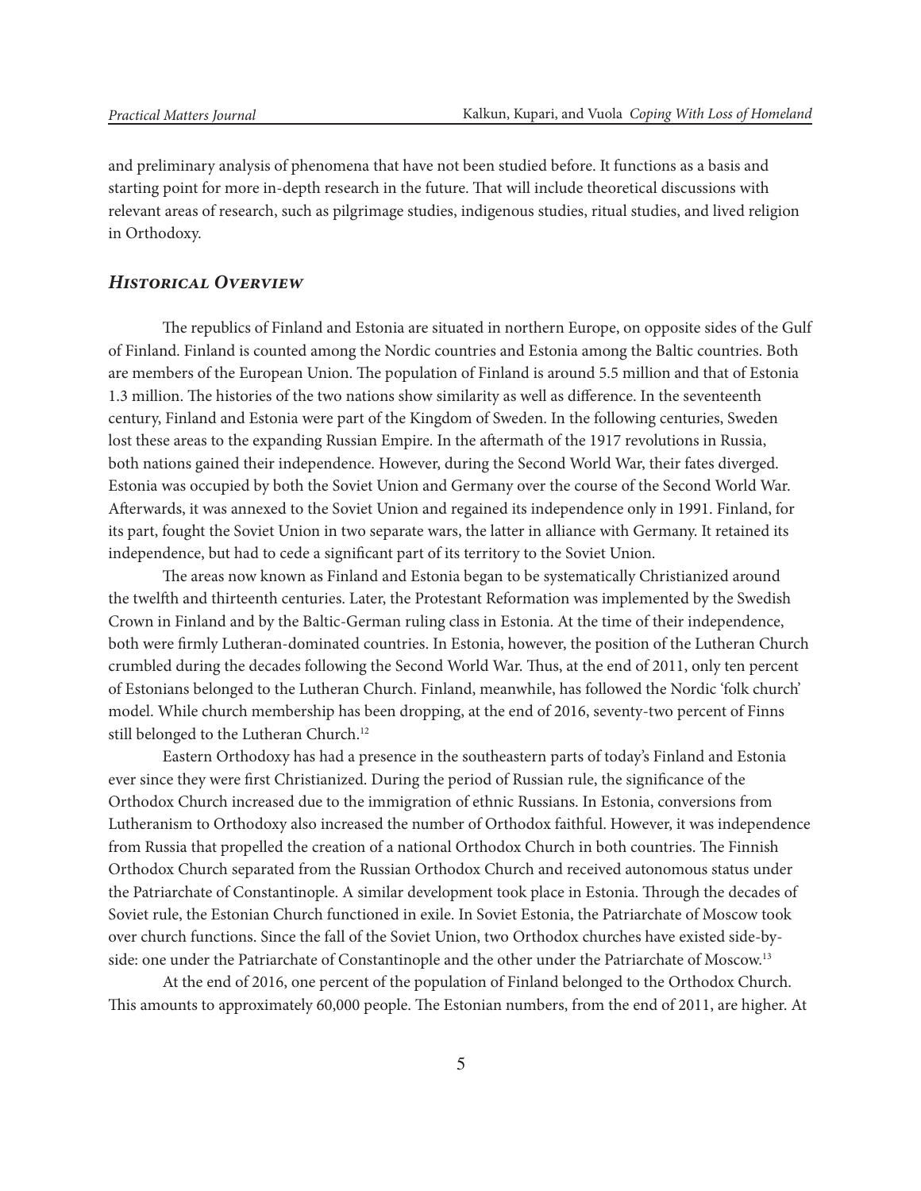and preliminary analysis of phenomena that have not been studied before. It functions as a basis and starting point for more in-depth research in the future. That will include theoretical discussions with relevant areas of research, such as pilgrimage studies, indigenous studies, ritual studies, and lived religion in Orthodoxy.

## *Historical Overview*

The republics of Finland and Estonia are situated in northern Europe, on opposite sides of the Gulf of Finland. Finland is counted among the Nordic countries and Estonia among the Baltic countries. Both are members of the European Union. The population of Finland is around 5.5 million and that of Estonia 1.3 million. The histories of the two nations show similarity as well as difference. In the seventeenth century, Finland and Estonia were part of the Kingdom of Sweden. In the following centuries, Sweden lost these areas to the expanding Russian Empire. In the aftermath of the 1917 revolutions in Russia, both nations gained their independence. However, during the Second World War, their fates diverged. Estonia was occupied by both the Soviet Union and Germany over the course of the Second World War. Afterwards, it was annexed to the Soviet Union and regained its independence only in 1991. Finland, for its part, fought the Soviet Union in two separate wars, the latter in alliance with Germany. It retained its independence, but had to cede a significant part of its territory to the Soviet Union.

The areas now known as Finland and Estonia began to be systematically Christianized around the twelfth and thirteenth centuries. Later, the Protestant Reformation was implemented by the Swedish Crown in Finland and by the Baltic-German ruling class in Estonia. At the time of their independence, both were firmly Lutheran-dominated countries. In Estonia, however, the position of the Lutheran Church crumbled during the decades following the Second World War. Thus, at the end of 2011, only ten percent of Estonians belonged to the Lutheran Church. Finland, meanwhile, has followed the Nordic 'folk church' model. While church membership has been dropping, at the end of 2016, seventy-two percent of Finns still belonged to the Lutheran Church.[12]

Eastern Orthodoxy has had a presence in the southeastern parts of today's Finland and Estonia ever since they were first Christianized. During the period of Russian rule, the significance of the Orthodox Church increased due to the immigration of ethnic Russians. In Estonia, conversions from Lutheranism to Orthodoxy also increased the number of Orthodox faithful. However, it was independence from Russia that propelled the creation of a national Orthodox Church in both countries. The Finnish Orthodox Church separated from the Russian Orthodox Church and received autonomous status under the Patriarchate of Constantinople. A similar development took place in Estonia. Through the decades of Soviet rule, the Estonian Church functioned in exile. In Soviet Estonia, the Patriarchate of Moscow took over church functions. Since the fall of the Soviet Union, two Orthodox churches have existed side-by-side: one under the Patriarchate of Constantinople and the other under the Patriarchate of Moscow.[13]

At the end of 2016, one percent of the population of Finland belonged to the Orthodox Church. This amounts to approximately 60,000 people. The Estonian numbers, from the end of 2011, are higher. At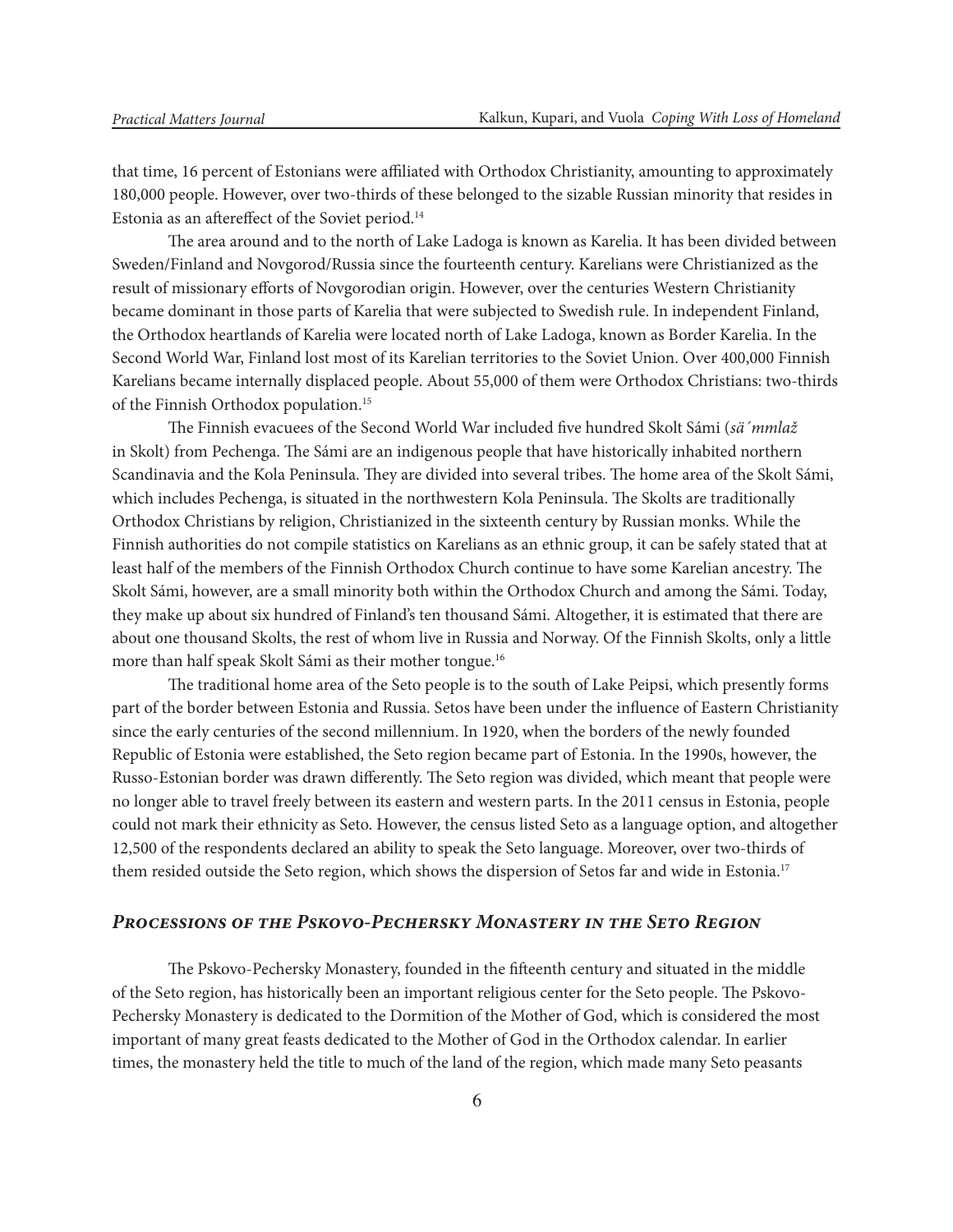that time, 16 percent of Estonians were affiliated with Orthodox Christianity, amounting to approximately 180,000 people. However, over two-thirds of these belonged to the sizable Russian minority that resides in Estonia as an aftereffect of the Soviet period.[14]

The area around and to the north of Lake Ladoga is known as Karelia. It has been divided between Sweden/Finland and Novgorod/Russia since the fourteenth century. Karelians were Christianized as the result of missionary efforts of Novgorodian origin. However, over the centuries Western Christianity became dominant in those parts of Karelia that were subjected to Swedish rule. In independent Finland, the Orthodox heartlands of Karelia were located north of Lake Ladoga, known as Border Karelia. In the Second World War, Finland lost most of its Karelian territories to the Soviet Union. Over 400,000 Finnish Karelians became internally displaced people. About 55,000 of them were Orthodox Christians: two-thirds of the Finnish Orthodox population.[15]

The Finnish evacuees of the Second World War included five hundred Skolt Sámi (*sä´mmlaž* in Skolt) from Pechenga. The Sámi are an indigenous people that have historically inhabited northern Scandinavia and the Kola Peninsula. They are divided into several tribes. The home area of the Skolt Sámi, which includes Pechenga, is situated in the northwestern Kola Peninsula. The Skolts are traditionally Orthodox Christians by religion, Christianized in the sixteenth century by Russian monks. While the Finnish authorities do not compile statistics on Karelians as an ethnic group, it can be safely stated that at least half of the members of the Finnish Orthodox Church continue to have some Karelian ancestry. The Skolt Sámi, however, are a small minority both within the Orthodox Church and among the Sámi. Today, they make up about six hundred of Finland's ten thousand Sámi. Altogether, it is estimated that there are about one thousand Skolts, the rest of whom live in Russia and Norway. Of the Finnish Skolts, only a little more than half speak Skolt Sámi as their mother tongue.[16]

The traditional home area of the Seto people is to the south of Lake Peipsi, which presently forms part of the border between Estonia and Russia. Setos have been under the influence of Eastern Christianity since the early centuries of the second millennium. In 1920, when the borders of the newly founded Republic of Estonia were established, the Seto region became part of Estonia. In the 1990s, however, the Russo-Estonian border was drawn differently. The Seto region was divided, which meant that people were no longer able to travel freely between its eastern and western parts. In the 2011 census in Estonia, people could not mark their ethnicity as Seto. However, the census listed Seto as a language option, and altogether 12,500 of the respondents declared an ability to speak the Seto language. Moreover, over two-thirds of them resided outside the Seto region, which shows the dispersion of Setos far and wide in Estonia.[17]

## *Processions of the Pskovo-Pechersky Monastery in the Seto Region*

The Pskovo-Pechersky Monastery, founded in the fifteenth century and situated in the middle of the Seto region, has historically been an important religious center for the Seto people. The Pskovo-Pechersky Monastery is dedicated to the Dormition of the Mother of God, which is considered the most important of many great feasts dedicated to the Mother of God in the Orthodox calendar. In earlier times, the monastery held the title to much of the land of the region, which made many Seto peasants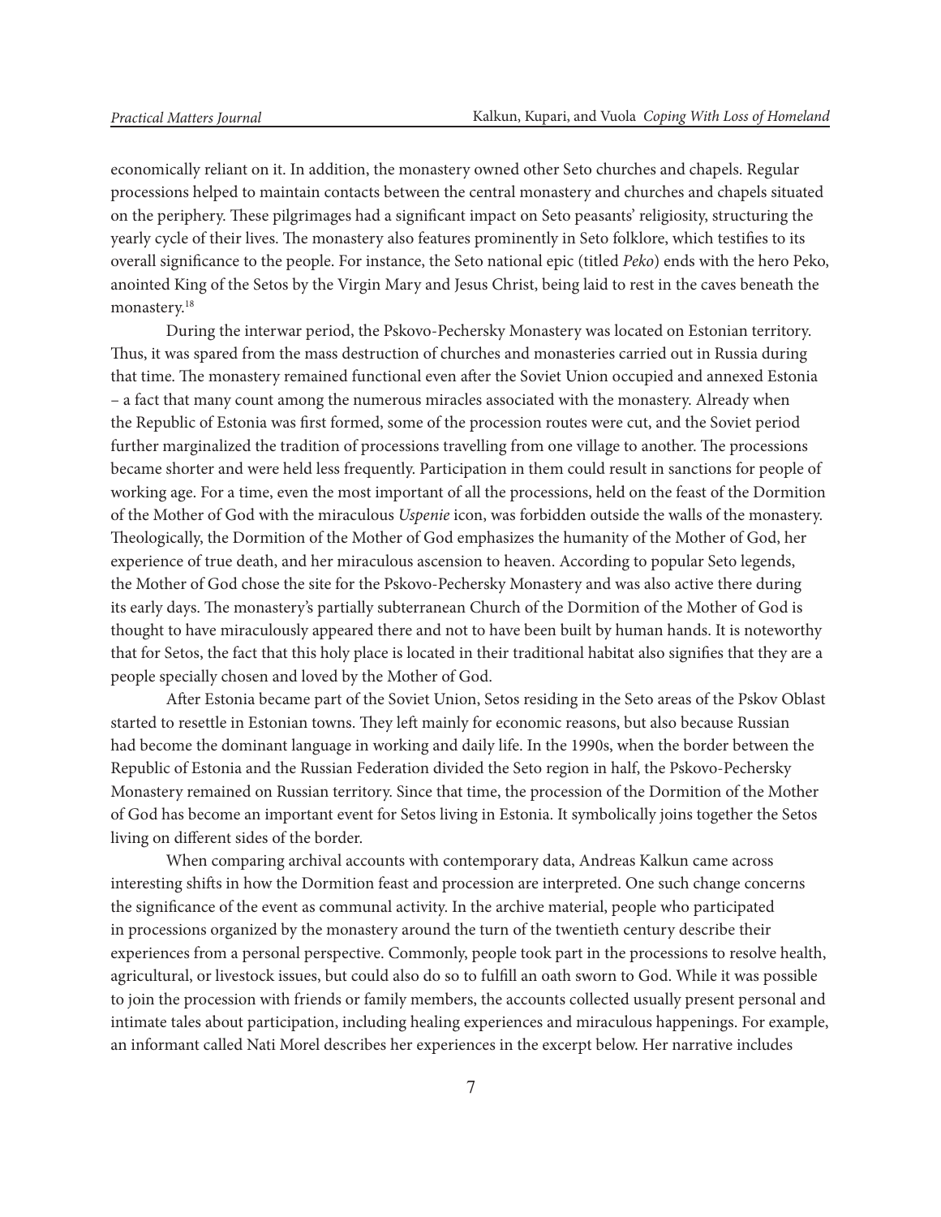economically reliant on it. In addition, the monastery owned other Seto churches and chapels. Regular processions helped to maintain contacts between the central monastery and churches and chapels situated on the periphery. These pilgrimages had a significant impact on Seto peasants' religiosity, structuring the yearly cycle of their lives. The monastery also features prominently in Seto folklore, which testifies to its overall significance to the people. For instance, the Seto national epic (titled *Peko*) ends with the hero Peko, anointed King of the Setos by the Virgin Mary and Jesus Christ, being laid to rest in the caves beneath the monastery.[18]

During the interwar period, the Pskovo-Pechersky Monastery was located on Estonian territory. Thus, it was spared from the mass destruction of churches and monasteries carried out in Russia during that time. The monastery remained functional even after the Soviet Union occupied and annexed Estonia – a fact that many count among the numerous miracles associated with the monastery. Already when the Republic of Estonia was first formed, some of the procession routes were cut, and the Soviet period further marginalized the tradition of processions travelling from one village to another. The processions became shorter and were held less frequently. Participation in them could result in sanctions for people of working age. For a time, even the most important of all the processions, held on the feast of the Dormition of the Mother of God with the miraculous *Uspenie* icon, was forbidden outside the walls of the monastery. Theologically, the Dormition of the Mother of God emphasizes the humanity of the Mother of God, her experience of true death, and her miraculous ascension to heaven. According to popular Seto legends, the Mother of God chose the site for the Pskovo-Pechersky Monastery and was also active there during its early days. The monastery's partially subterranean Church of the Dormition of the Mother of God is thought to have miraculously appeared there and not to have been built by human hands. It is noteworthy that for Setos, the fact that this holy place is located in their traditional habitat also signifies that they are a people specially chosen and loved by the Mother of God.

After Estonia became part of the Soviet Union, Setos residing in the Seto areas of the Pskov Oblast started to resettle in Estonian towns. They left mainly for economic reasons, but also because Russian had become the dominant language in working and daily life. In the 1990s, when the border between the Republic of Estonia and the Russian Federation divided the Seto region in half, the Pskovo-Pechersky Monastery remained on Russian territory. Since that time, the procession of the Dormition of the Mother of God has become an important event for Setos living in Estonia. It symbolically joins together the Setos living on different sides of the border.

When comparing archival accounts with contemporary data, Andreas Kalkun came across interesting shifts in how the Dormition feast and procession are interpreted. One such change concerns the significance of the event as communal activity. In the archive material, people who participated in processions organized by the monastery around the turn of the twentieth century describe their experiences from a personal perspective. Commonly, people took part in the processions to resolve health, agricultural, or livestock issues, but could also do so to fulfill an oath sworn to God. While it was possible to join the procession with friends or family members, the accounts collected usually present personal and intimate tales about participation, including healing experiences and miraculous happenings. For example, an informant called Nati Morel describes her experiences in the excerpt below. Her narrative includes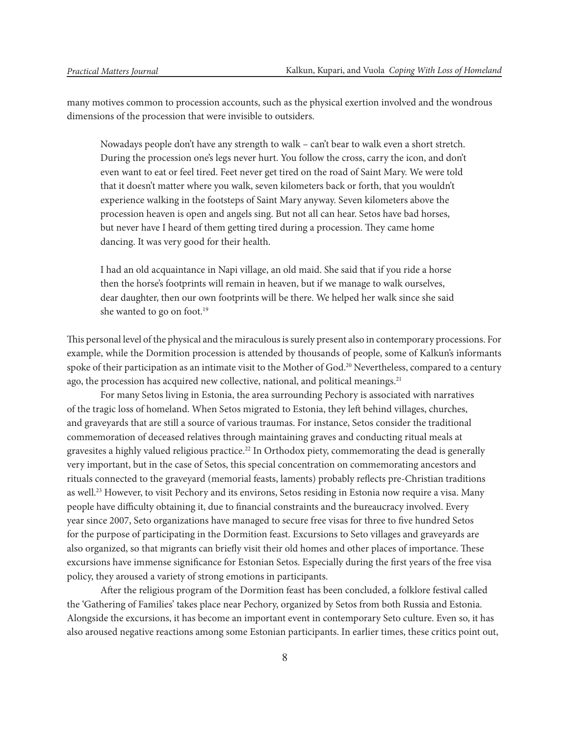many motives common to procession accounts, such as the physical exertion involved and the wondrous dimensions of the procession that were invisible to outsiders.

> Nowadays people don't have any strength to walk – can't bear to walk even a short stretch. During the procession one's legs never hurt. You follow the cross, carry the icon, and don't even want to eat or feel tired. Feet never get tired on the road of Saint Mary. We were told that it doesn't matter where you walk, seven kilometers back or forth, that you wouldn't experience walking in the footsteps of Saint Mary anyway. Seven kilometers above the procession heaven is open and angels sing. But not all can hear. Setos have bad horses, but never have I heard of them getting tired during a procession. They came home dancing. It was very good for their health.
>
> I had an old acquaintance in Napi village, an old maid. She said that if you ride a horse then the horse's footprints will remain in heaven, but if we manage to walk ourselves, dear daughter, then our own footprints will be there. We helped her walk since she said she wanted to go on foot.[19]

This personal level of the physical and the miraculous is surely present also in contemporary processions. For example, while the Dormition procession is attended by thousands of people, some of Kalkun's informants spoke of their participation as an intimate visit to the Mother of God.[20] Nevertheless, compared to a century ago, the procession has acquired new collective, national, and political meanings.[21]

For many Setos living in Estonia, the area surrounding Pechory is associated with narratives of the tragic loss of homeland. When Setos migrated to Estonia, they left behind villages, churches, and graveyards that are still a source of various traumas. For instance, Setos consider the traditional commemoration of deceased relatives through maintaining graves and conducting ritual meals at gravesites a highly valued religious practice.[22] In Orthodox piety, commemorating the dead is generally very important, but in the case of Setos, this special concentration on commemorating ancestors and rituals connected to the graveyard (memorial feasts, laments) probably reflects pre-Christian traditions as well.[23] However, to visit Pechory and its environs, Setos residing in Estonia now require a visa. Many people have difficulty obtaining it, due to financial constraints and the bureaucracy involved. Every year since 2007, Seto organizations have managed to secure free visas for three to five hundred Setos for the purpose of participating in the Dormition feast. Excursions to Seto villages and graveyards are also organized, so that migrants can briefly visit their old homes and other places of importance. These excursions have immense significance for Estonian Setos. Especially during the first years of the free visa policy, they aroused a variety of strong emotions in participants.

After the religious program of the Dormition feast has been concluded, a folklore festival called the 'Gathering of Families' takes place near Pechory, organized by Setos from both Russia and Estonia. Alongside the excursions, it has become an important event in contemporary Seto culture. Even so, it has also aroused negative reactions among some Estonian participants. In earlier times, these critics point out,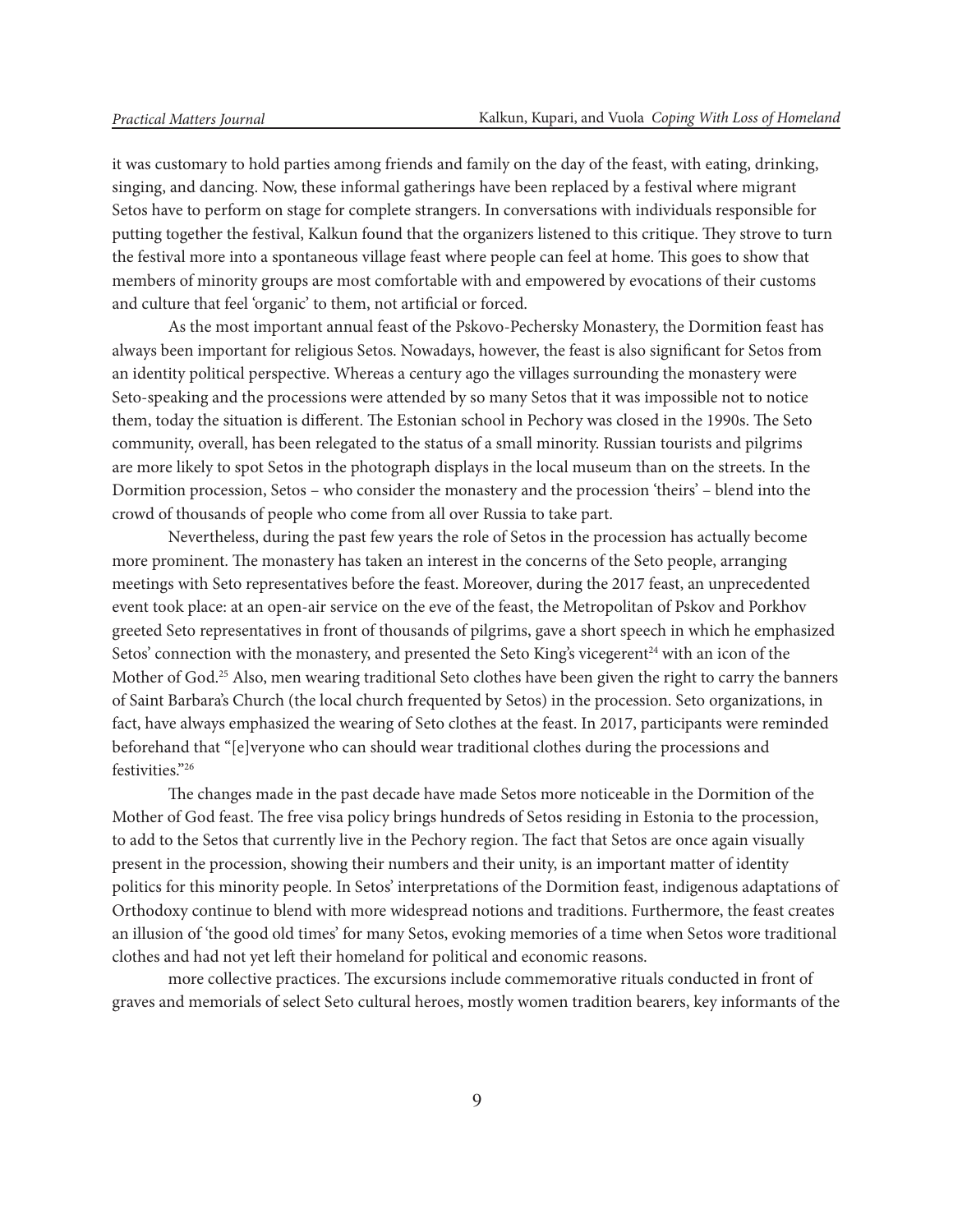it was customary to hold parties among friends and family on the day of the feast, with eating, drinking, singing, and dancing. Now, these informal gatherings have been replaced by a festival where migrant Setos have to perform on stage for complete strangers. In conversations with individuals responsible for putting together the festival, Kalkun found that the organizers listened to this critique. They strove to turn the festival more into a spontaneous village feast where people can feel at home. This goes to show that members of minority groups are most comfortable with and empowered by evocations of their customs and culture that feel 'organic' to them, not artificial or forced.

As the most important annual feast of the Pskovo-Pechersky Monastery, the Dormition feast has always been important for religious Setos. Nowadays, however, the feast is also significant for Setos from an identity political perspective. Whereas a century ago the villages surrounding the monastery were Seto-speaking and the processions were attended by so many Setos that it was impossible not to notice them, today the situation is different. The Estonian school in Pechory was closed in the 1990s. The Seto community, overall, has been relegated to the status of a small minority. Russian tourists and pilgrims are more likely to spot Setos in the photograph displays in the local museum than on the streets. In the Dormition procession, Setos – who consider the monastery and the procession 'theirs' – blend into the crowd of thousands of people who come from all over Russia to take part.

Nevertheless, during the past few years the role of Setos in the procession has actually become more prominent. The monastery has taken an interest in the concerns of the Seto people, arranging meetings with Seto representatives before the feast. Moreover, during the 2017 feast, an unprecedented event took place: at an open-air service on the eve of the feast, the Metropolitan of Pskov and Porkhov greeted Seto representatives in front of thousands of pilgrims, gave a short speech in which he emphasized Setos' connection with the monastery, and presented the Seto King's vicegerent[24] with an icon of the Mother of God.[25] Also, men wearing traditional Seto clothes have been given the right to carry the banners of Saint Barbara's Church (the local church frequented by Setos) in the procession. Seto organizations, in fact, have always emphasized the wearing of Seto clothes at the feast. In 2017, participants were reminded beforehand that "[e]veryone who can should wear traditional clothes during the processions and festivities."[26]

The changes made in the past decade have made Setos more noticeable in the Dormition of the Mother of God feast. The free visa policy brings hundreds of Setos residing in Estonia to the procession, to add to the Setos that currently live in the Pechory region. The fact that Setos are once again visually present in the procession, showing their numbers and their unity, is an important matter of identity politics for this minority people. In Setos' interpretations of the Dormition feast, indigenous adaptations of Orthodoxy continue to blend with more widespread notions and traditions. Furthermore, the feast creates an illusion of 'the good old times' for many Setos, evoking memories of a time when Setos wore traditional clothes and had not yet left their homeland for political and economic reasons.

more collective practices. The excursions include commemorative rituals conducted in front of graves and memorials of select Seto cultural heroes, mostly women tradition bearers, key informants of the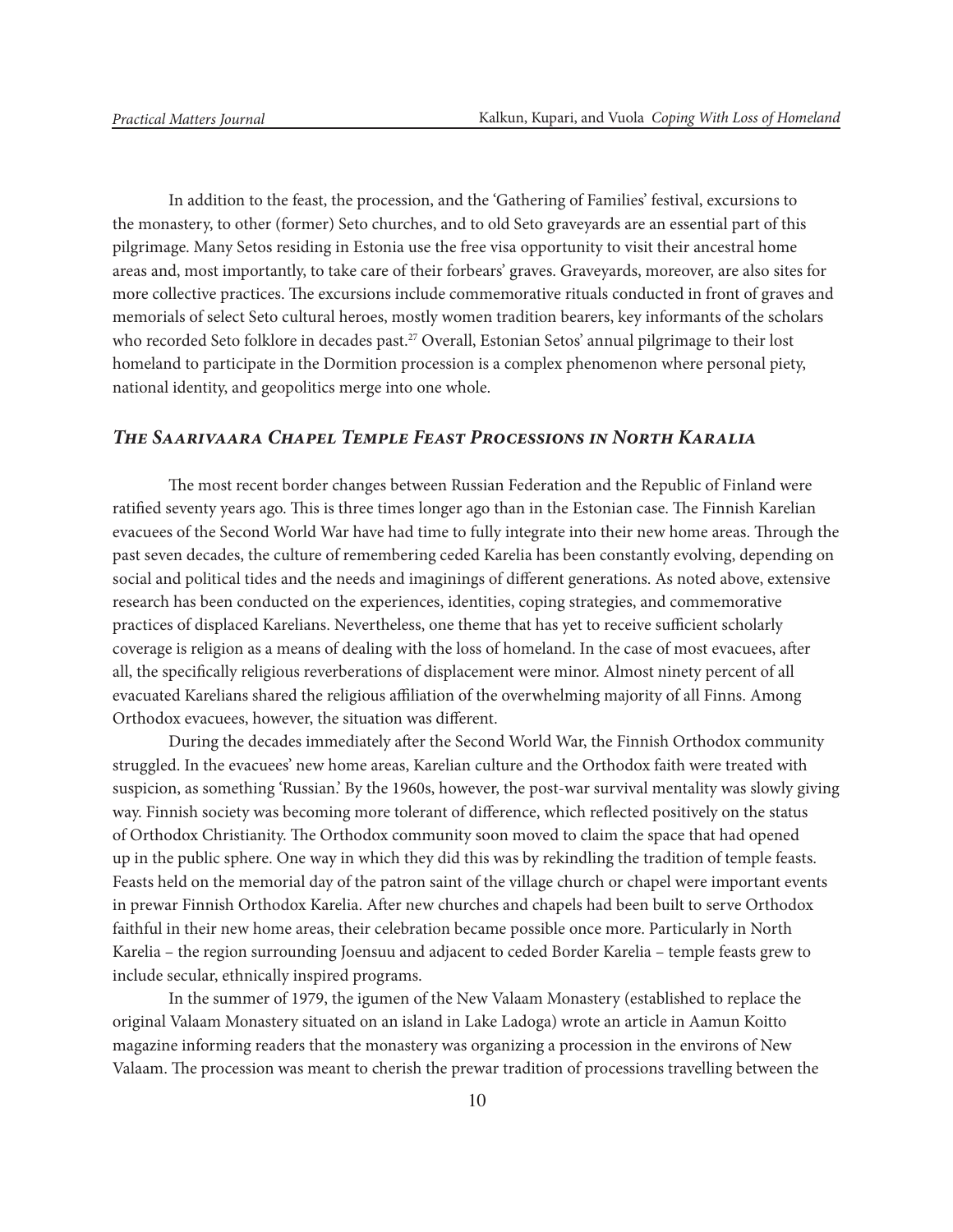In addition to the feast, the procession, and the 'Gathering of Families' festival, excursions to the monastery, to other (former) Seto churches, and to old Seto graveyards are an essential part of this pilgrimage. Many Setos residing in Estonia use the free visa opportunity to visit their ancestral home areas and, most importantly, to take care of their forbears' graves. Graveyards, moreover, are also sites for more collective practices. The excursions include commemorative rituals conducted in front of graves and memorials of select Seto cultural heroes, mostly women tradition bearers, key informants of the scholars who recorded Seto folklore in decades past.[27] Overall, Estonian Setos' annual pilgrimage to their lost homeland to participate in the Dormition procession is a complex phenomenon where personal piety, national identity, and geopolitics merge into one whole.

## *The Saarivaara Chapel Temple Feast Processions in North Karalia*

The most recent border changes between Russian Federation and the Republic of Finland were ratified seventy years ago. This is three times longer ago than in the Estonian case. The Finnish Karelian evacuees of the Second World War have had time to fully integrate into their new home areas. Through the past seven decades, the culture of remembering ceded Karelia has been constantly evolving, depending on social and political tides and the needs and imaginings of different generations. As noted above, extensive research has been conducted on the experiences, identities, coping strategies, and commemorative practices of displaced Karelians. Nevertheless, one theme that has yet to receive sufficient scholarly coverage is religion as a means of dealing with the loss of homeland. In the case of most evacuees, after all, the specifically religious reverberations of displacement were minor. Almost ninety percent of all evacuated Karelians shared the religious affiliation of the overwhelming majority of all Finns. Among Orthodox evacuees, however, the situation was different.

During the decades immediately after the Second World War, the Finnish Orthodox community struggled. In the evacuees' new home areas, Karelian culture and the Orthodox faith were treated with suspicion, as something 'Russian.' By the 1960s, however, the post-war survival mentality was slowly giving way. Finnish society was becoming more tolerant of difference, which reflected positively on the status of Orthodox Christianity. The Orthodox community soon moved to claim the space that had opened up in the public sphere. One way in which they did this was by rekindling the tradition of temple feasts. Feasts held on the memorial day of the patron saint of the village church or chapel were important events in prewar Finnish Orthodox Karelia. After new churches and chapels had been built to serve Orthodox faithful in their new home areas, their celebration became possible once more. Particularly in North Karelia – the region surrounding Joensuu and adjacent to ceded Border Karelia – temple feasts grew to include secular, ethnically inspired programs.

In the summer of 1979, the igumen of the New Valaam Monastery (established to replace the original Valaam Monastery situated on an island in Lake Ladoga) wrote an article in Aamun Koitto magazine informing readers that the monastery was organizing a procession in the environs of New Valaam. The procession was meant to cherish the prewar tradition of processions travelling between the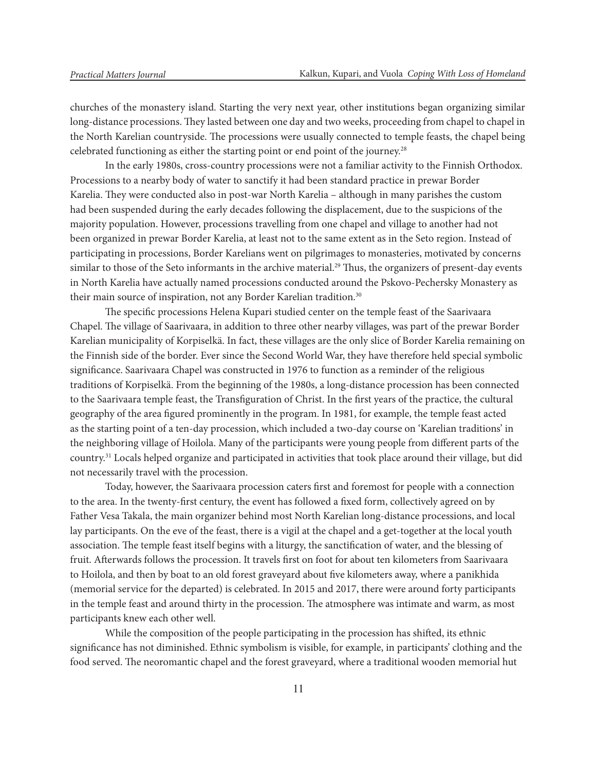churches of the monastery island. Starting the very next year, other institutions began organizing similar long-distance processions. They lasted between one day and two weeks, proceeding from chapel to chapel in the North Karelian countryside. The processions were usually connected to temple feasts, the chapel being celebrated functioning as either the starting point or end point of the journey.[28]

In the early 1980s, cross-country processions were not a familiar activity to the Finnish Orthodox. Processions to a nearby body of water to sanctify it had been standard practice in prewar Border Karelia. They were conducted also in post-war North Karelia – although in many parishes the custom had been suspended during the early decades following the displacement, due to the suspicions of the majority population. However, processions travelling from one chapel and village to another had not been organized in prewar Border Karelia, at least not to the same extent as in the Seto region. Instead of participating in processions, Border Karelians went on pilgrimages to monasteries, motivated by concerns similar to those of the Seto informants in the archive material.[29] Thus, the organizers of present-day events in North Karelia have actually named processions conducted around the Pskovo-Pechersky Monastery as their main source of inspiration, not any Border Karelian tradition.[30]

The specific processions Helena Kupari studied center on the temple feast of the Saarivaara Chapel. The village of Saarivaara, in addition to three other nearby villages, was part of the prewar Border Karelian municipality of Korpiselkä. In fact, these villages are the only slice of Border Karelia remaining on the Finnish side of the border. Ever since the Second World War, they have therefore held special symbolic significance. Saarivaara Chapel was constructed in 1976 to function as a reminder of the religious traditions of Korpiselkä. From the beginning of the 1980s, a long-distance procession has been connected to the Saarivaara temple feast, the Transfiguration of Christ. In the first years of the practice, the cultural geography of the area figured prominently in the program. In 1981, for example, the temple feast acted as the starting point of a ten-day procession, which included a two-day course on 'Karelian traditions' in the neighboring village of Hoilola. Many of the participants were young people from different parts of the country.[31] Locals helped organize and participated in activities that took place around their village, but did not necessarily travel with the procession.

Today, however, the Saarivaara procession caters first and foremost for people with a connection to the area. In the twenty-first century, the event has followed a fixed form, collectively agreed on by Father Vesa Takala, the main organizer behind most North Karelian long-distance processions, and local lay participants. On the eve of the feast, there is a vigil at the chapel and a get-together at the local youth association. The temple feast itself begins with a liturgy, the sanctification of water, and the blessing of fruit. Afterwards follows the procession. It travels first on foot for about ten kilometers from Saarivaara to Hoilola, and then by boat to an old forest graveyard about five kilometers away, where a panikhida (memorial service for the departed) is celebrated. In 2015 and 2017, there were around forty participants in the temple feast and around thirty in the procession. The atmosphere was intimate and warm, as most participants knew each other well.

While the composition of the people participating in the procession has shifted, its ethnic significance has not diminished. Ethnic symbolism is visible, for example, in participants' clothing and the food served. The neoromantic chapel and the forest graveyard, where a traditional wooden memorial hut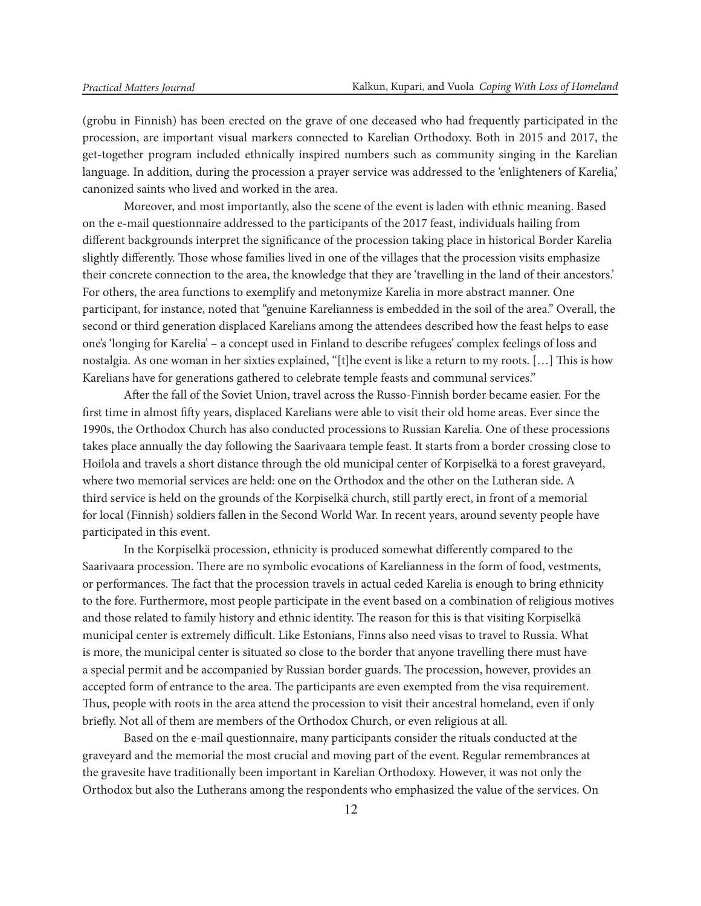(grobu in Finnish) has been erected on the grave of one deceased who had frequently participated in the procession, are important visual markers connected to Karelian Orthodoxy. Both in 2015 and 2017, the get-together program included ethnically inspired numbers such as community singing in the Karelian language. In addition, during the procession a prayer service was addressed to the 'enlighteners of Karelia,' canonized saints who lived and worked in the area.

Moreover, and most importantly, also the scene of the event is laden with ethnic meaning. Based on the e-mail questionnaire addressed to the participants of the 2017 feast, individuals hailing from different backgrounds interpret the significance of the procession taking place in historical Border Karelia slightly differently. Those whose families lived in one of the villages that the procession visits emphasize their concrete connection to the area, the knowledge that they are 'travelling in the land of their ancestors.' For others, the area functions to exemplify and metonymize Karelia in more abstract manner. One participant, for instance, noted that "genuine Karelianness is embedded in the soil of the area." Overall, the second or third generation displaced Karelians among the attendees described how the feast helps to ease one's 'longing for Karelia' – a concept used in Finland to describe refugees' complex feelings of loss and nostalgia. As one woman in her sixties explained, "[t]he event is like a return to my roots. […] This is how Karelians have for generations gathered to celebrate temple feasts and communal services."

After the fall of the Soviet Union, travel across the Russo-Finnish border became easier. For the first time in almost fifty years, displaced Karelians were able to visit their old home areas. Ever since the 1990s, the Orthodox Church has also conducted processions to Russian Karelia. One of these processions takes place annually the day following the Saarivaara temple feast. It starts from a border crossing close to Hoilola and travels a short distance through the old municipal center of Korpiselkä to a forest graveyard, where two memorial services are held: one on the Orthodox and the other on the Lutheran side. A third service is held on the grounds of the Korpiselkä church, still partly erect, in front of a memorial for local (Finnish) soldiers fallen in the Second World War. In recent years, around seventy people have participated in this event.

In the Korpiselkä procession, ethnicity is produced somewhat differently compared to the Saarivaara procession. There are no symbolic evocations of Karelianness in the form of food, vestments, or performances. The fact that the procession travels in actual ceded Karelia is enough to bring ethnicity to the fore. Furthermore, most people participate in the event based on a combination of religious motives and those related to family history and ethnic identity. The reason for this is that visiting Korpiselkä municipal center is extremely difficult. Like Estonians, Finns also need visas to travel to Russia. What is more, the municipal center is situated so close to the border that anyone travelling there must have a special permit and be accompanied by Russian border guards. The procession, however, provides an accepted form of entrance to the area. The participants are even exempted from the visa requirement. Thus, people with roots in the area attend the procession to visit their ancestral homeland, even if only briefly. Not all of them are members of the Orthodox Church, or even religious at all.

Based on the e-mail questionnaire, many participants consider the rituals conducted at the graveyard and the memorial the most crucial and moving part of the event. Regular remembrances at the gravesite have traditionally been important in Karelian Orthodoxy. However, it was not only the Orthodox but also the Lutherans among the respondents who emphasized the value of the services. On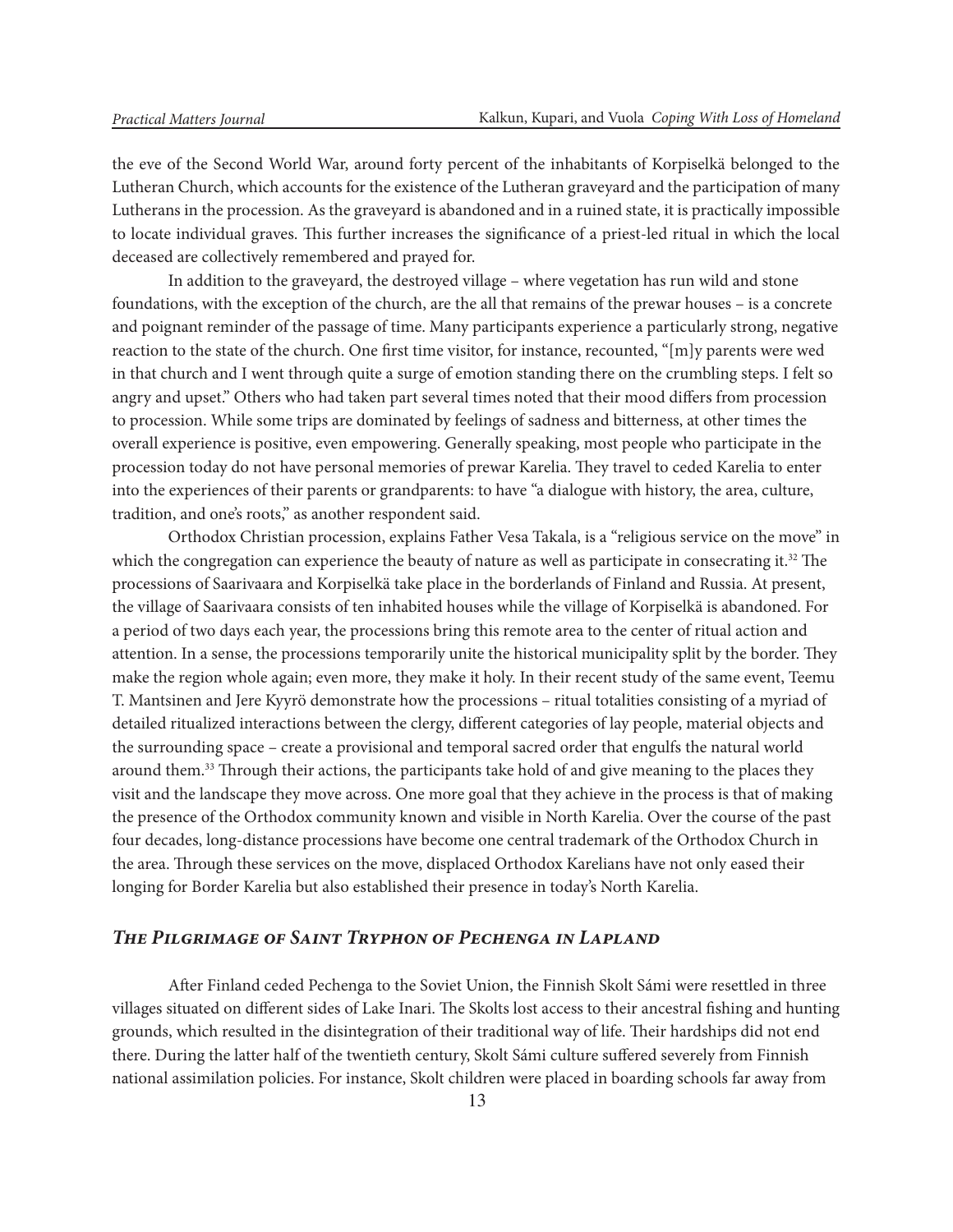the eve of the Second World War, around forty percent of the inhabitants of Korpiselkä belonged to the Lutheran Church, which accounts for the existence of the Lutheran graveyard and the participation of many Lutherans in the procession. As the graveyard is abandoned and in a ruined state, it is practically impossible to locate individual graves. This further increases the significance of a priest-led ritual in which the local deceased are collectively remembered and prayed for.

In addition to the graveyard, the destroyed village – where vegetation has run wild and stone foundations, with the exception of the church, are the all that remains of the prewar houses – is a concrete and poignant reminder of the passage of time. Many participants experience a particularly strong, negative reaction to the state of the church. One first time visitor, for instance, recounted, "[m]y parents were wed in that church and I went through quite a surge of emotion standing there on the crumbling steps. I felt so angry and upset." Others who had taken part several times noted that their mood differs from procession to procession. While some trips are dominated by feelings of sadness and bitterness, at other times the overall experience is positive, even empowering. Generally speaking, most people who participate in the procession today do not have personal memories of prewar Karelia. They travel to ceded Karelia to enter into the experiences of their parents or grandparents: to have "a dialogue with history, the area, culture, tradition, and one's roots," as another respondent said.

Orthodox Christian procession, explains Father Vesa Takala, is a "religious service on the move" in which the congregation can experience the beauty of nature as well as participate in consecrating it.[32] The processions of Saarivaara and Korpiselkä take place in the borderlands of Finland and Russia. At present, the village of Saarivaara consists of ten inhabited houses while the village of Korpiselkä is abandoned. For a period of two days each year, the processions bring this remote area to the center of ritual action and attention. In a sense, the processions temporarily unite the historical municipality split by the border. They make the region whole again; even more, they make it holy. In their recent study of the same event, Teemu T. Mantsinen and Jere Kyyrö demonstrate how the processions – ritual totalities consisting of a myriad of detailed ritualized interactions between the clergy, different categories of lay people, material objects and the surrounding space – create a provisional and temporal sacred order that engulfs the natural world around them.[33] Through their actions, the participants take hold of and give meaning to the places they visit and the landscape they move across. One more goal that they achieve in the process is that of making the presence of the Orthodox community known and visible in North Karelia. Over the course of the past four decades, long-distance processions have become one central trademark of the Orthodox Church in the area. Through these services on the move, displaced Orthodox Karelians have not only eased their longing for Border Karelia but also established their presence in today's North Karelia.

## *The Pilgrimage of Saint Tryphon of Pechenga in Lapland*

After Finland ceded Pechenga to the Soviet Union, the Finnish Skolt Sámi were resettled in three villages situated on different sides of Lake Inari. The Skolts lost access to their ancestral fishing and hunting grounds, which resulted in the disintegration of their traditional way of life. Their hardships did not end there. During the latter half of the twentieth century, Skolt Sámi culture suffered severely from Finnish national assimilation policies. For instance, Skolt children were placed in boarding schools far away from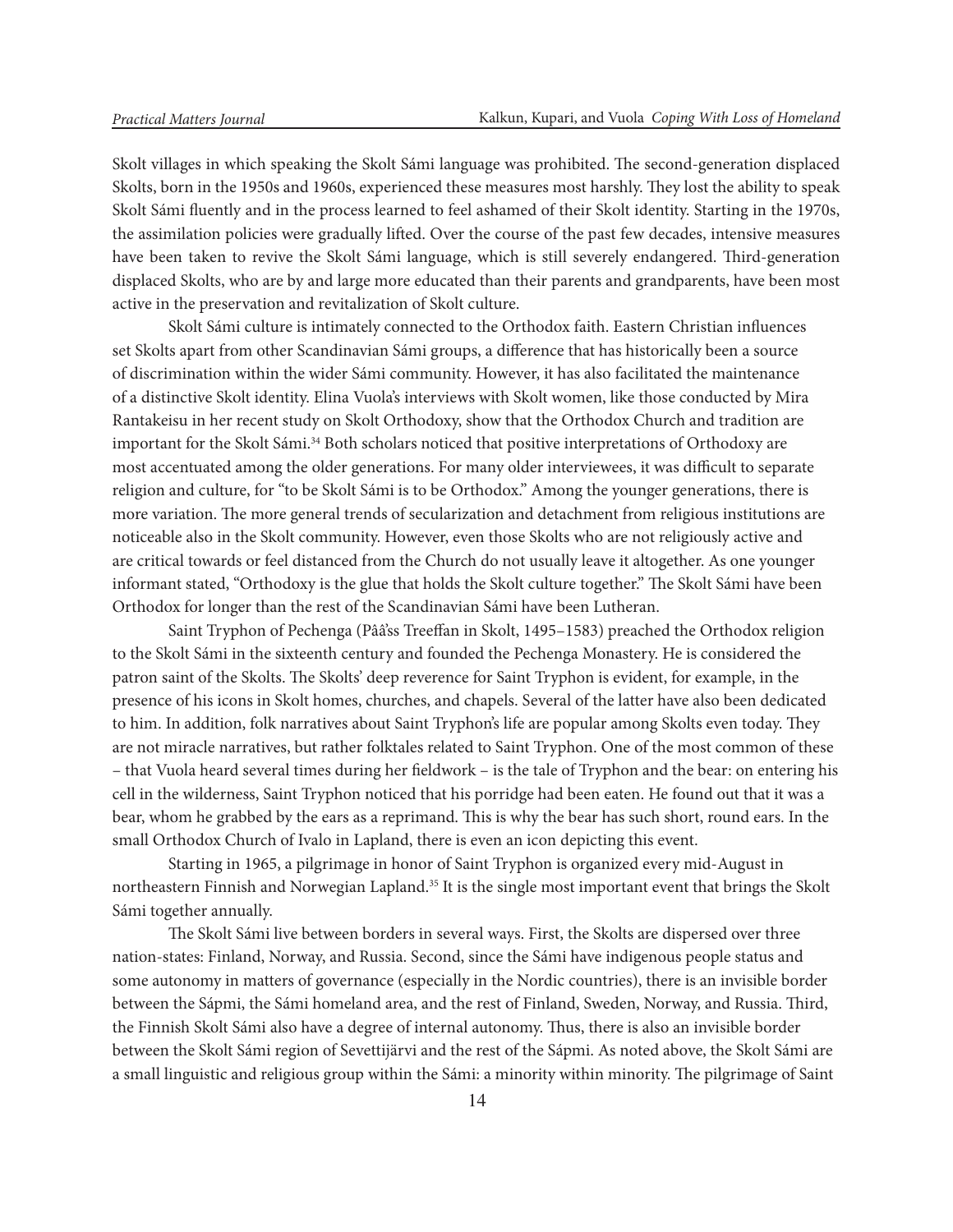Skolt villages in which speaking the Skolt Sámi language was prohibited. The second-generation displaced Skolts, born in the 1950s and 1960s, experienced these measures most harshly. They lost the ability to speak Skolt Sámi fluently and in the process learned to feel ashamed of their Skolt identity. Starting in the 1970s, the assimilation policies were gradually lifted. Over the course of the past few decades, intensive measures have been taken to revive the Skolt Sámi language, which is still severely endangered. Third-generation displaced Skolts, who are by and large more educated than their parents and grandparents, have been most active in the preservation and revitalization of Skolt culture.

Skolt Sámi culture is intimately connected to the Orthodox faith. Eastern Christian influences set Skolts apart from other Scandinavian Sámi groups, a difference that has historically been a source of discrimination within the wider Sámi community. However, it has also facilitated the maintenance of a distinctive Skolt identity. Elina Vuola's interviews with Skolt women, like those conducted by Mira Rantakeisu in her recent study on Skolt Orthodoxy, show that the Orthodox Church and tradition are important for the Skolt Sámi.[34] Both scholars noticed that positive interpretations of Orthodoxy are most accentuated among the older generations. For many older interviewees, it was difficult to separate religion and culture, for "to be Skolt Sámi is to be Orthodox." Among the younger generations, there is more variation. The more general trends of secularization and detachment from religious institutions are noticeable also in the Skolt community. However, even those Skolts who are not religiously active and are critical towards or feel distanced from the Church do not usually leave it altogether. As one younger informant stated, "Orthodoxy is the glue that holds the Skolt culture together." The Skolt Sámi have been Orthodox for longer than the rest of the Scandinavian Sámi have been Lutheran.

Saint Tryphon of Pechenga (Pââ'ss Treeffan in Skolt, 1495–1583) preached the Orthodox religion to the Skolt Sámi in the sixteenth century and founded the Pechenga Monastery. He is considered the patron saint of the Skolts. The Skolts' deep reverence for Saint Tryphon is evident, for example, in the presence of his icons in Skolt homes, churches, and chapels. Several of the latter have also been dedicated to him. In addition, folk narratives about Saint Tryphon's life are popular among Skolts even today. They are not miracle narratives, but rather folktales related to Saint Tryphon. One of the most common of these – that Vuola heard several times during her fieldwork – is the tale of Tryphon and the bear: on entering his cell in the wilderness, Saint Tryphon noticed that his porridge had been eaten. He found out that it was a bear, whom he grabbed by the ears as a reprimand. This is why the bear has such short, round ears. In the small Orthodox Church of Ivalo in Lapland, there is even an icon depicting this event.

Starting in 1965, a pilgrimage in honor of Saint Tryphon is organized every mid-August in northeastern Finnish and Norwegian Lapland.[35] It is the single most important event that brings the Skolt Sámi together annually.

The Skolt Sámi live between borders in several ways. First, the Skolts are dispersed over three nation-states: Finland, Norway, and Russia. Second, since the Sámi have indigenous people status and some autonomy in matters of governance (especially in the Nordic countries), there is an invisible border between the Sápmi, the Sámi homeland area, and the rest of Finland, Sweden, Norway, and Russia. Third, the Finnish Skolt Sámi also have a degree of internal autonomy. Thus, there is also an invisible border between the Skolt Sámi region of Sevettijärvi and the rest of the Sápmi. As noted above, the Skolt Sámi are a small linguistic and religious group within the Sámi: a minority within minority. The pilgrimage of Saint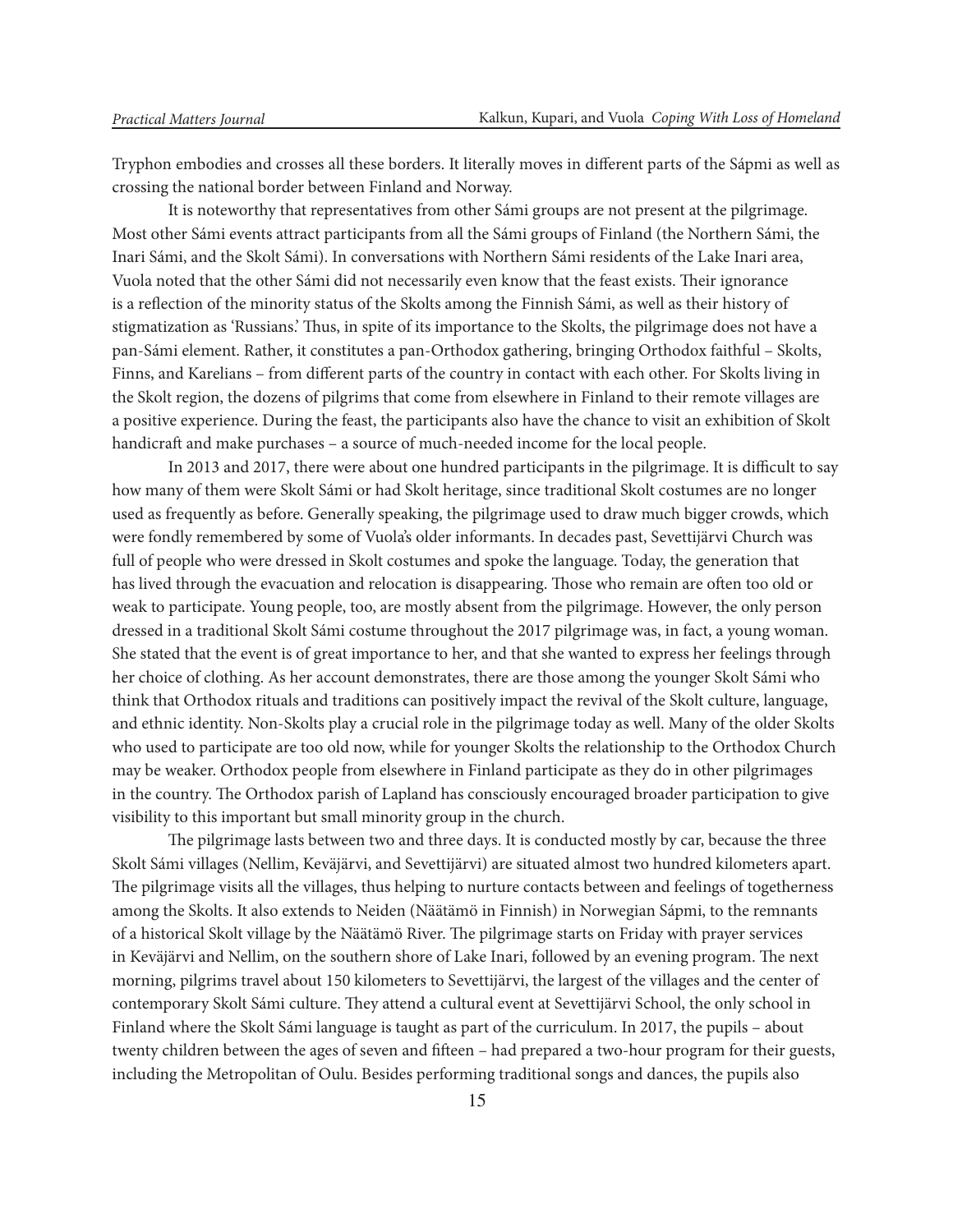Tryphon embodies and crosses all these borders. It literally moves in different parts of the Sápmi as well as crossing the national border between Finland and Norway.

It is noteworthy that representatives from other Sámi groups are not present at the pilgrimage. Most other Sámi events attract participants from all the Sámi groups of Finland (the Northern Sámi, the Inari Sámi, and the Skolt Sámi). In conversations with Northern Sámi residents of the Lake Inari area, Vuola noted that the other Sámi did not necessarily even know that the feast exists. Their ignorance is a reflection of the minority status of the Skolts among the Finnish Sámi, as well as their history of stigmatization as 'Russians.' Thus, in spite of its importance to the Skolts, the pilgrimage does not have a pan-Sámi element. Rather, it constitutes a pan-Orthodox gathering, bringing Orthodox faithful – Skolts, Finns, and Karelians – from different parts of the country in contact with each other. For Skolts living in the Skolt region, the dozens of pilgrims that come from elsewhere in Finland to their remote villages are a positive experience. During the feast, the participants also have the chance to visit an exhibition of Skolt handicraft and make purchases – a source of much-needed income for the local people.

In 2013 and 2017, there were about one hundred participants in the pilgrimage. It is difficult to say how many of them were Skolt Sámi or had Skolt heritage, since traditional Skolt costumes are no longer used as frequently as before. Generally speaking, the pilgrimage used to draw much bigger crowds, which were fondly remembered by some of Vuola's older informants. In decades past, Sevettijärvi Church was full of people who were dressed in Skolt costumes and spoke the language. Today, the generation that has lived through the evacuation and relocation is disappearing. Those who remain are often too old or weak to participate. Young people, too, are mostly absent from the pilgrimage. However, the only person dressed in a traditional Skolt Sámi costume throughout the 2017 pilgrimage was, in fact, a young woman. She stated that the event is of great importance to her, and that she wanted to express her feelings through her choice of clothing. As her account demonstrates, there are those among the younger Skolt Sámi who think that Orthodox rituals and traditions can positively impact the revival of the Skolt culture, language, and ethnic identity. Non-Skolts play a crucial role in the pilgrimage today as well. Many of the older Skolts who used to participate are too old now, while for younger Skolts the relationship to the Orthodox Church may be weaker. Orthodox people from elsewhere in Finland participate as they do in other pilgrimages in the country. The Orthodox parish of Lapland has consciously encouraged broader participation to give visibility to this important but small minority group in the church.

The pilgrimage lasts between two and three days. It is conducted mostly by car, because the three Skolt Sámi villages (Nellim, Keväjärvi, and Sevettijärvi) are situated almost two hundred kilometers apart. The pilgrimage visits all the villages, thus helping to nurture contacts between and feelings of togetherness among the Skolts. It also extends to Neiden (Näätämö in Finnish) in Norwegian Sápmi, to the remnants of a historical Skolt village by the Näätämö River. The pilgrimage starts on Friday with prayer services in Keväjärvi and Nellim, on the southern shore of Lake Inari, followed by an evening program. The next morning, pilgrims travel about 150 kilometers to Sevettijärvi, the largest of the villages and the center of contemporary Skolt Sámi culture. They attend a cultural event at Sevettijärvi School, the only school in Finland where the Skolt Sámi language is taught as part of the curriculum. In 2017, the pupils – about twenty children between the ages of seven and fifteen – had prepared a two-hour program for their guests, including the Metropolitan of Oulu. Besides performing traditional songs and dances, the pupils also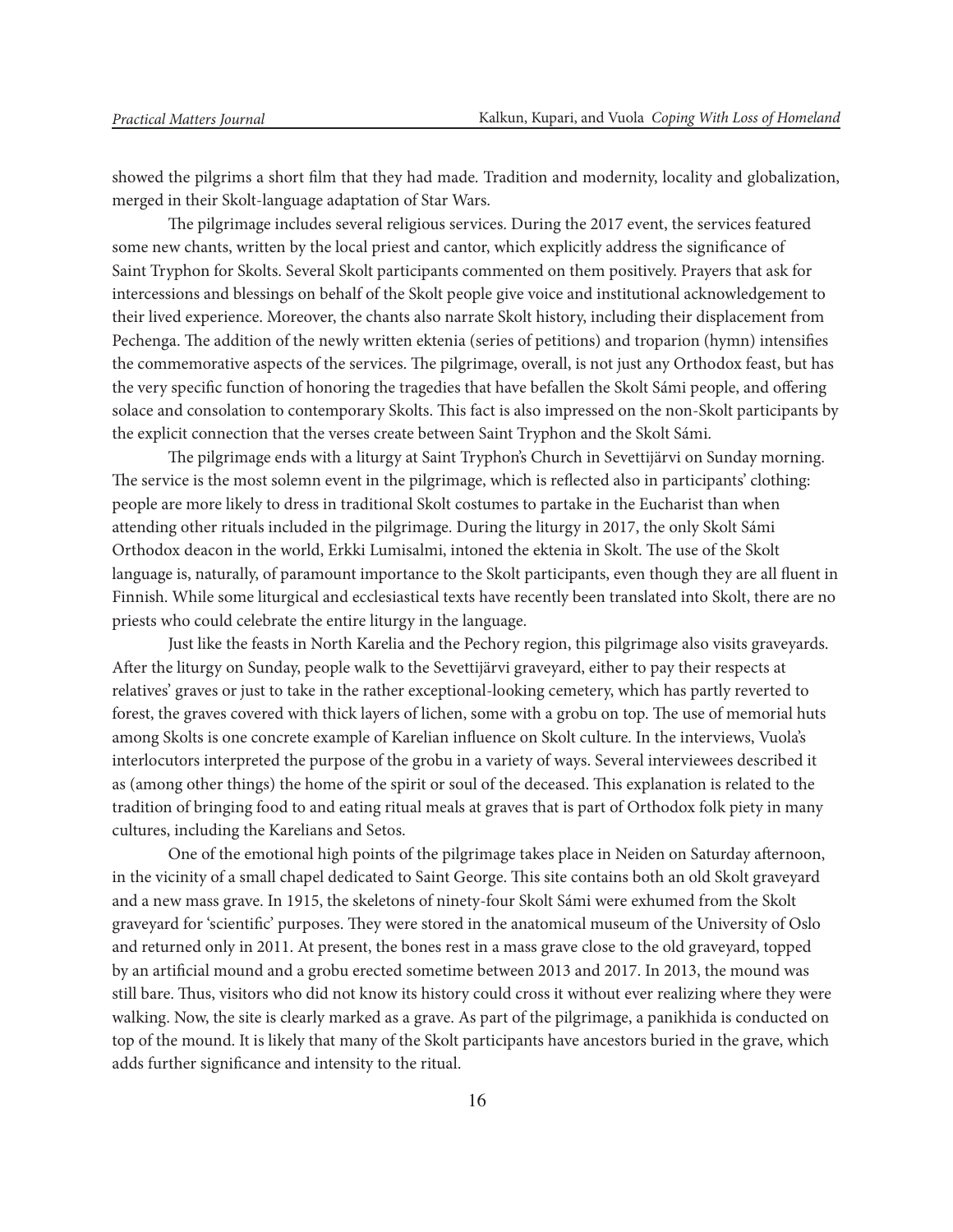showed the pilgrims a short film that they had made. Tradition and modernity, locality and globalization, merged in their Skolt-language adaptation of Star Wars.

The pilgrimage includes several religious services. During the 2017 event, the services featured some new chants, written by the local priest and cantor, which explicitly address the significance of Saint Tryphon for Skolts. Several Skolt participants commented on them positively. Prayers that ask for intercessions and blessings on behalf of the Skolt people give voice and institutional acknowledgement to their lived experience. Moreover, the chants also narrate Skolt history, including their displacement from Pechenga. The addition of the newly written ektenia (series of petitions) and troparion (hymn) intensifies the commemorative aspects of the services. The pilgrimage, overall, is not just any Orthodox feast, but has the very specific function of honoring the tragedies that have befallen the Skolt Sámi people, and offering solace and consolation to contemporary Skolts. This fact is also impressed on the non-Skolt participants by the explicit connection that the verses create between Saint Tryphon and the Skolt Sámi.

The pilgrimage ends with a liturgy at Saint Tryphon's Church in Sevettijärvi on Sunday morning. The service is the most solemn event in the pilgrimage, which is reflected also in participants' clothing: people are more likely to dress in traditional Skolt costumes to partake in the Eucharist than when attending other rituals included in the pilgrimage. During the liturgy in 2017, the only Skolt Sámi Orthodox deacon in the world, Erkki Lumisalmi, intoned the ektenia in Skolt. The use of the Skolt language is, naturally, of paramount importance to the Skolt participants, even though they are all fluent in Finnish. While some liturgical and ecclesiastical texts have recently been translated into Skolt, there are no priests who could celebrate the entire liturgy in the language.

Just like the feasts in North Karelia and the Pechory region, this pilgrimage also visits graveyards. After the liturgy on Sunday, people walk to the Sevettijärvi graveyard, either to pay their respects at relatives' graves or just to take in the rather exceptional-looking cemetery, which has partly reverted to forest, the graves covered with thick layers of lichen, some with a grobu on top. The use of memorial huts among Skolts is one concrete example of Karelian influence on Skolt culture. In the interviews, Vuola's interlocutors interpreted the purpose of the grobu in a variety of ways. Several interviewees described it as (among other things) the home of the spirit or soul of the deceased. This explanation is related to the tradition of bringing food to and eating ritual meals at graves that is part of Orthodox folk piety in many cultures, including the Karelians and Setos.

One of the emotional high points of the pilgrimage takes place in Neiden on Saturday afternoon, in the vicinity of a small chapel dedicated to Saint George. This site contains both an old Skolt graveyard and a new mass grave. In 1915, the skeletons of ninety-four Skolt Sámi were exhumed from the Skolt graveyard for 'scientific' purposes. They were stored in the anatomical museum of the University of Oslo and returned only in 2011. At present, the bones rest in a mass grave close to the old graveyard, topped by an artificial mound and a grobu erected sometime between 2013 and 2017. In 2013, the mound was still bare. Thus, visitors who did not know its history could cross it without ever realizing where they were walking. Now, the site is clearly marked as a grave. As part of the pilgrimage, a panikhida is conducted on top of the mound. It is likely that many of the Skolt participants have ancestors buried in the grave, which adds further significance and intensity to the ritual.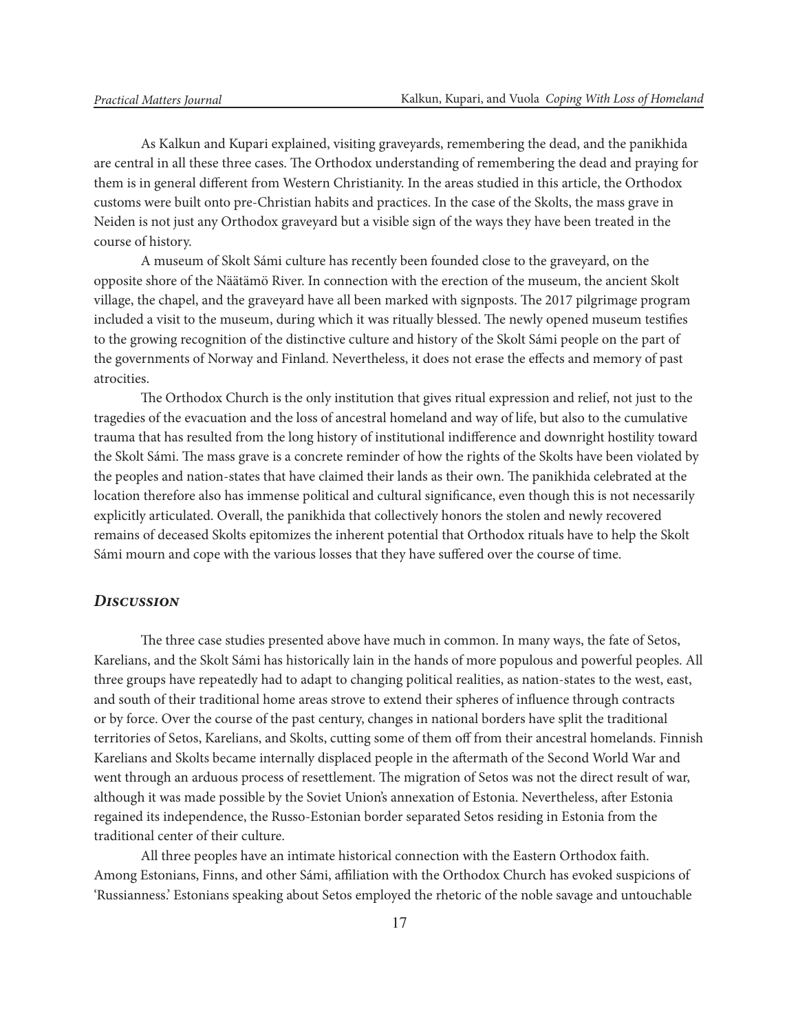As Kalkun and Kupari explained, visiting graveyards, remembering the dead, and the panikhida are central in all these three cases. The Orthodox understanding of remembering the dead and praying for them is in general different from Western Christianity. In the areas studied in this article, the Orthodox customs were built onto pre-Christian habits and practices. In the case of the Skolts, the mass grave in Neiden is not just any Orthodox graveyard but a visible sign of the ways they have been treated in the course of history.

A museum of Skolt Sámi culture has recently been founded close to the graveyard, on the opposite shore of the Näätämö River. In connection with the erection of the museum, the ancient Skolt village, the chapel, and the graveyard have all been marked with signposts. The 2017 pilgrimage program included a visit to the museum, during which it was ritually blessed. The newly opened museum testifies to the growing recognition of the distinctive culture and history of the Skolt Sámi people on the part of the governments of Norway and Finland. Nevertheless, it does not erase the effects and memory of past atrocities.

The Orthodox Church is the only institution that gives ritual expression and relief, not just to the tragedies of the evacuation and the loss of ancestral homeland and way of life, but also to the cumulative trauma that has resulted from the long history of institutional indifference and downright hostility toward the Skolt Sámi. The mass grave is a concrete reminder of how the rights of the Skolts have been violated by the peoples and nation-states that have claimed their lands as their own. The panikhida celebrated at the location therefore also has immense political and cultural significance, even though this is not necessarily explicitly articulated. Overall, the panikhida that collectively honors the stolen and newly recovered remains of deceased Skolts epitomizes the inherent potential that Orthodox rituals have to help the Skolt Sámi mourn and cope with the various losses that they have suffered over the course of time.

## *Discussion*

The three case studies presented above have much in common. In many ways, the fate of Setos, Karelians, and the Skolt Sámi has historically lain in the hands of more populous and powerful peoples. All three groups have repeatedly had to adapt to changing political realities, as nation-states to the west, east, and south of their traditional home areas strove to extend their spheres of influence through contracts or by force. Over the course of the past century, changes in national borders have split the traditional territories of Setos, Karelians, and Skolts, cutting some of them off from their ancestral homelands. Finnish Karelians and Skolts became internally displaced people in the aftermath of the Second World War and went through an arduous process of resettlement. The migration of Setos was not the direct result of war, although it was made possible by the Soviet Union's annexation of Estonia. Nevertheless, after Estonia regained its independence, the Russo-Estonian border separated Setos residing in Estonia from the traditional center of their culture.

All three peoples have an intimate historical connection with the Eastern Orthodox faith. Among Estonians, Finns, and other Sámi, affiliation with the Orthodox Church has evoked suspicions of 'Russianness.' Estonians speaking about Setos employed the rhetoric of the noble savage and untouchable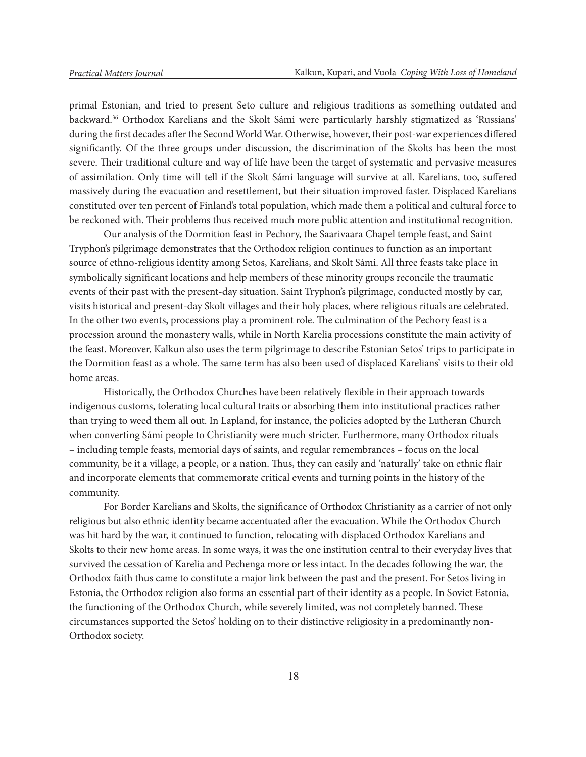primal Estonian, and tried to present Seto culture and religious traditions as something outdated and backward.[36] Orthodox Karelians and the Skolt Sámi were particularly harshly stigmatized as 'Russians' during the first decades after the Second World War. Otherwise, however, their post-war experiences differed significantly. Of the three groups under discussion, the discrimination of the Skolts has been the most severe. Their traditional culture and way of life have been the target of systematic and pervasive measures of assimilation. Only time will tell if the Skolt Sámi language will survive at all. Karelians, too, suffered massively during the evacuation and resettlement, but their situation improved faster. Displaced Karelians constituted over ten percent of Finland's total population, which made them a political and cultural force to be reckoned with. Their problems thus received much more public attention and institutional recognition.

Our analysis of the Dormition feast in Pechory, the Saarivaara Chapel temple feast, and Saint Tryphon's pilgrimage demonstrates that the Orthodox religion continues to function as an important source of ethno-religious identity among Setos, Karelians, and Skolt Sámi. All three feasts take place in symbolically significant locations and help members of these minority groups reconcile the traumatic events of their past with the present-day situation. Saint Tryphon's pilgrimage, conducted mostly by car, visits historical and present-day Skolt villages and their holy places, where religious rituals are celebrated. In the other two events, processions play a prominent role. The culmination of the Pechory feast is a procession around the monastery walls, while in North Karelia processions constitute the main activity of the feast. Moreover, Kalkun also uses the term pilgrimage to describe Estonian Setos' trips to participate in the Dormition feast as a whole. The same term has also been used of displaced Karelians' visits to their old home areas.

Historically, the Orthodox Churches have been relatively flexible in their approach towards indigenous customs, tolerating local cultural traits or absorbing them into institutional practices rather than trying to weed them all out. In Lapland, for instance, the policies adopted by the Lutheran Church when converting Sámi people to Christianity were much stricter. Furthermore, many Orthodox rituals – including temple feasts, memorial days of saints, and regular remembrances – focus on the local community, be it a village, a people, or a nation. Thus, they can easily and 'naturally' take on ethnic flair and incorporate elements that commemorate critical events and turning points in the history of the community.

For Border Karelians and Skolts, the significance of Orthodox Christianity as a carrier of not only religious but also ethnic identity became accentuated after the evacuation. While the Orthodox Church was hit hard by the war, it continued to function, relocating with displaced Orthodox Karelians and Skolts to their new home areas. In some ways, it was the one institution central to their everyday lives that survived the cessation of Karelia and Pechenga more or less intact. In the decades following the war, the Orthodox faith thus came to constitute a major link between the past and the present. For Setos living in Estonia, the Orthodox religion also forms an essential part of their identity as a people. In Soviet Estonia, the functioning of the Orthodox Church, while severely limited, was not completely banned. These circumstances supported the Setos' holding on to their distinctive religiosity in a predominantly non-Orthodox society.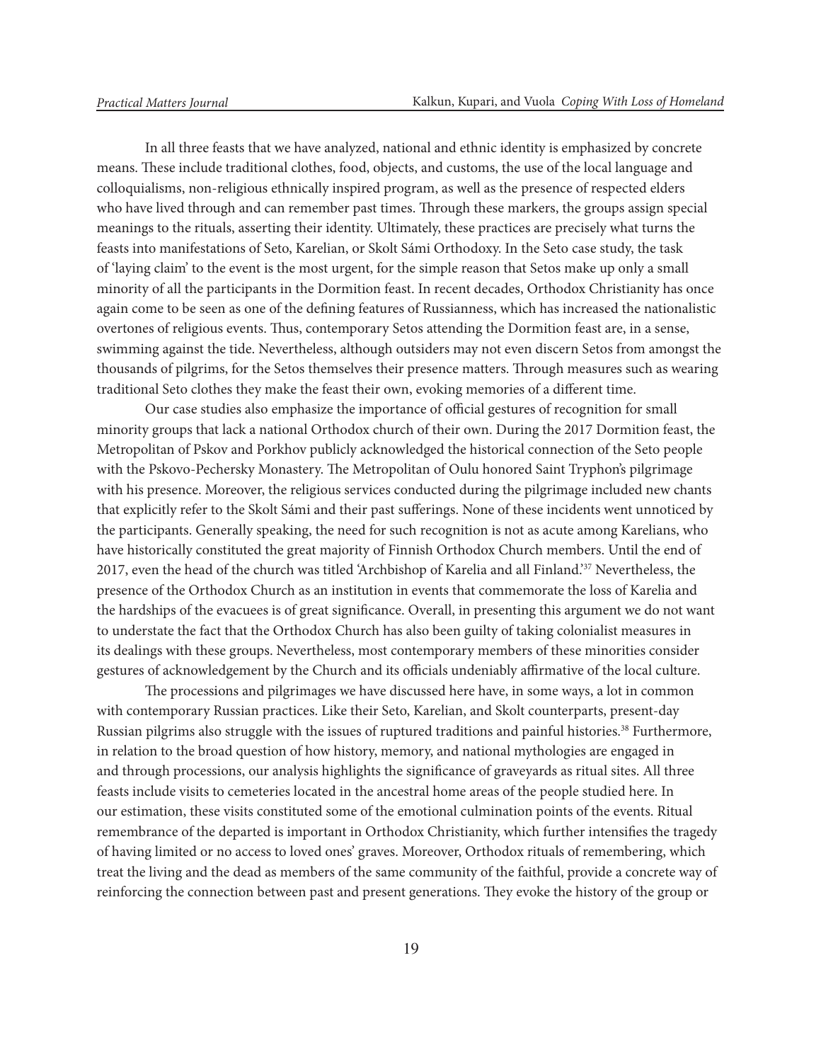In all three feasts that we have analyzed, national and ethnic identity is emphasized by concrete means. These include traditional clothes, food, objects, and customs, the use of the local language and colloquialisms, non-religious ethnically inspired program, as well as the presence of respected elders who have lived through and can remember past times. Through these markers, the groups assign special meanings to the rituals, asserting their identity. Ultimately, these practices are precisely what turns the feasts into manifestations of Seto, Karelian, or Skolt Sámi Orthodoxy. In the Seto case study, the task of 'laying claim' to the event is the most urgent, for the simple reason that Setos make up only a small minority of all the participants in the Dormition feast. In recent decades, Orthodox Christianity has once again come to be seen as one of the defining features of Russianness, which has increased the nationalistic overtones of religious events. Thus, contemporary Setos attending the Dormition feast are, in a sense, swimming against the tide. Nevertheless, although outsiders may not even discern Setos from amongst the thousands of pilgrims, for the Setos themselves their presence matters. Through measures such as wearing traditional Seto clothes they make the feast their own, evoking memories of a different time.

Our case studies also emphasize the importance of official gestures of recognition for small minority groups that lack a national Orthodox church of their own. During the 2017 Dormition feast, the Metropolitan of Pskov and Porkhov publicly acknowledged the historical connection of the Seto people with the Pskovo-Pechersky Monastery. The Metropolitan of Oulu honored Saint Tryphon's pilgrimage with his presence. Moreover, the religious services conducted during the pilgrimage included new chants that explicitly refer to the Skolt Sámi and their past sufferings. None of these incidents went unnoticed by the participants. Generally speaking, the need for such recognition is not as acute among Karelians, who have historically constituted the great majority of Finnish Orthodox Church members. Until the end of 2017, even the head of the church was titled 'Archbishop of Karelia and all Finland.'[37] Nevertheless, the presence of the Orthodox Church as an institution in events that commemorate the loss of Karelia and the hardships of the evacuees is of great significance. Overall, in presenting this argument we do not want to understate the fact that the Orthodox Church has also been guilty of taking colonialist measures in its dealings with these groups. Nevertheless, most contemporary members of these minorities consider gestures of acknowledgement by the Church and its officials undeniably affirmative of the local culture.

The processions and pilgrimages we have discussed here have, in some ways, a lot in common with contemporary Russian practices. Like their Seto, Karelian, and Skolt counterparts, present-day Russian pilgrims also struggle with the issues of ruptured traditions and painful histories.[38] Furthermore, in relation to the broad question of how history, memory, and national mythologies are engaged in and through processions, our analysis highlights the significance of graveyards as ritual sites. All three feasts include visits to cemeteries located in the ancestral home areas of the people studied here. In our estimation, these visits constituted some of the emotional culmination points of the events. Ritual remembrance of the departed is important in Orthodox Christianity, which further intensifies the tragedy of having limited or no access to loved ones' graves. Moreover, Orthodox rituals of remembering, which treat the living and the dead as members of the same community of the faithful, provide a concrete way of reinforcing the connection between past and present generations. They evoke the history of the group or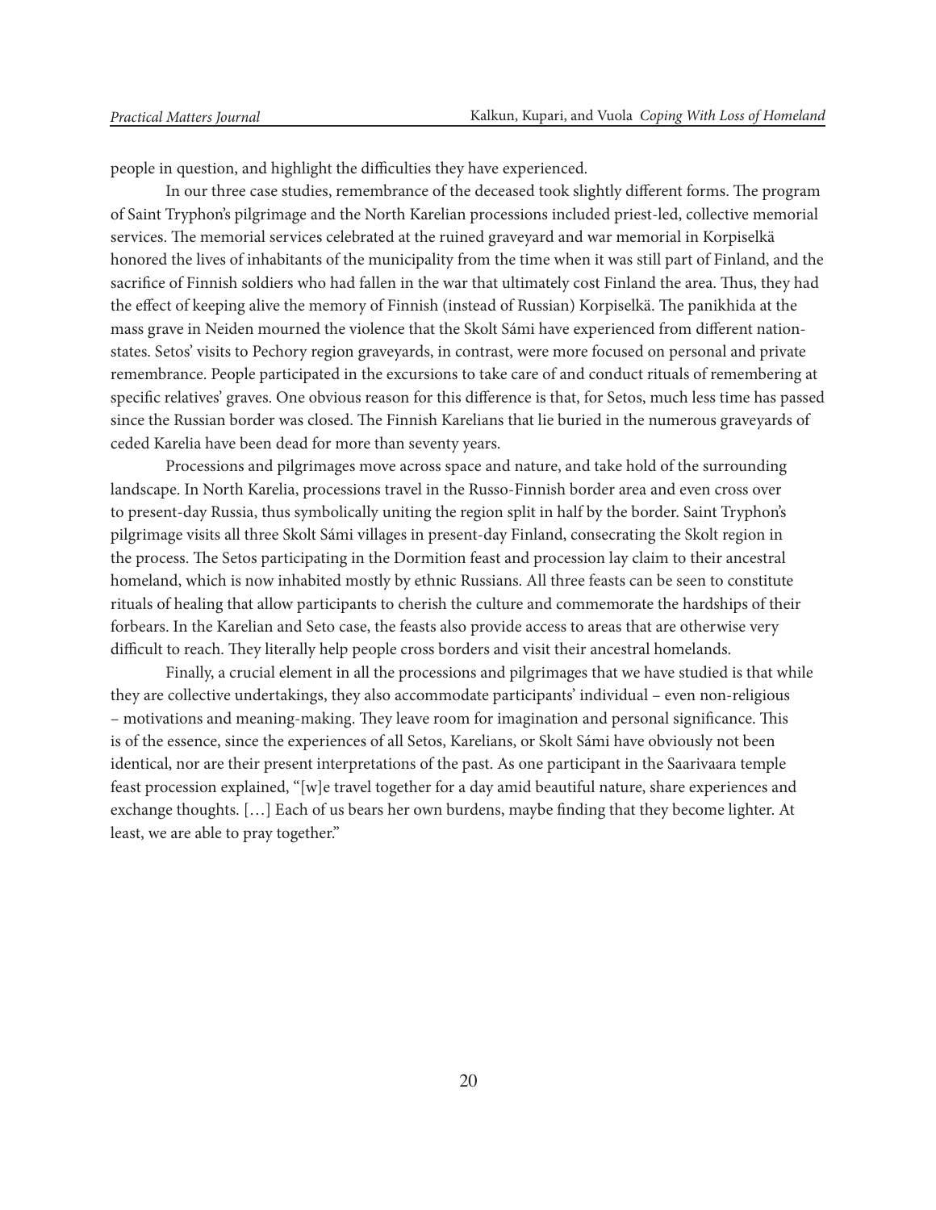people in question, and highlight the difficulties they have experienced.

In our three case studies, remembrance of the deceased took slightly different forms. The program of Saint Tryphon's pilgrimage and the North Karelian processions included priest-led, collective memorial services. The memorial services celebrated at the ruined graveyard and war memorial in Korpiselkä honored the lives of inhabitants of the municipality from the time when it was still part of Finland, and the sacrifice of Finnish soldiers who had fallen in the war that ultimately cost Finland the area. Thus, they had the effect of keeping alive the memory of Finnish (instead of Russian) Korpiselkä. The panikhida at the mass grave in Neiden mourned the violence that the Skolt Sámi have experienced from different nation-states. Setos' visits to Pechory region graveyards, in contrast, were more focused on personal and private remembrance. People participated in the excursions to take care of and conduct rituals of remembering at specific relatives' graves. One obvious reason for this difference is that, for Setos, much less time has passed since the Russian border was closed. The Finnish Karelians that lie buried in the numerous graveyards of ceded Karelia have been dead for more than seventy years.

Processions and pilgrimages move across space and nature, and take hold of the surrounding landscape. In North Karelia, processions travel in the Russo-Finnish border area and even cross over to present-day Russia, thus symbolically uniting the region split in half by the border. Saint Tryphon's pilgrimage visits all three Skolt Sámi villages in present-day Finland, consecrating the Skolt region in the process. The Setos participating in the Dormition feast and procession lay claim to their ancestral homeland, which is now inhabited mostly by ethnic Russians. All three feasts can be seen to constitute rituals of healing that allow participants to cherish the culture and commemorate the hardships of their forbears. In the Karelian and Seto case, the feasts also provide access to areas that are otherwise very difficult to reach. They literally help people cross borders and visit their ancestral homelands.

Finally, a crucial element in all the processions and pilgrimages that we have studied is that while they are collective undertakings, they also accommodate participants' individual – even non-religious – motivations and meaning-making. They leave room for imagination and personal significance. This is of the essence, since the experiences of all Setos, Karelians, or Skolt Sámi have obviously not been identical, nor are their present interpretations of the past. As one participant in the Saarivaara temple feast procession explained, "[w]e travel together for a day amid beautiful nature, share experiences and exchange thoughts. […] Each of us bears her own burdens, maybe finding that they become lighter. At least, we are able to pray together."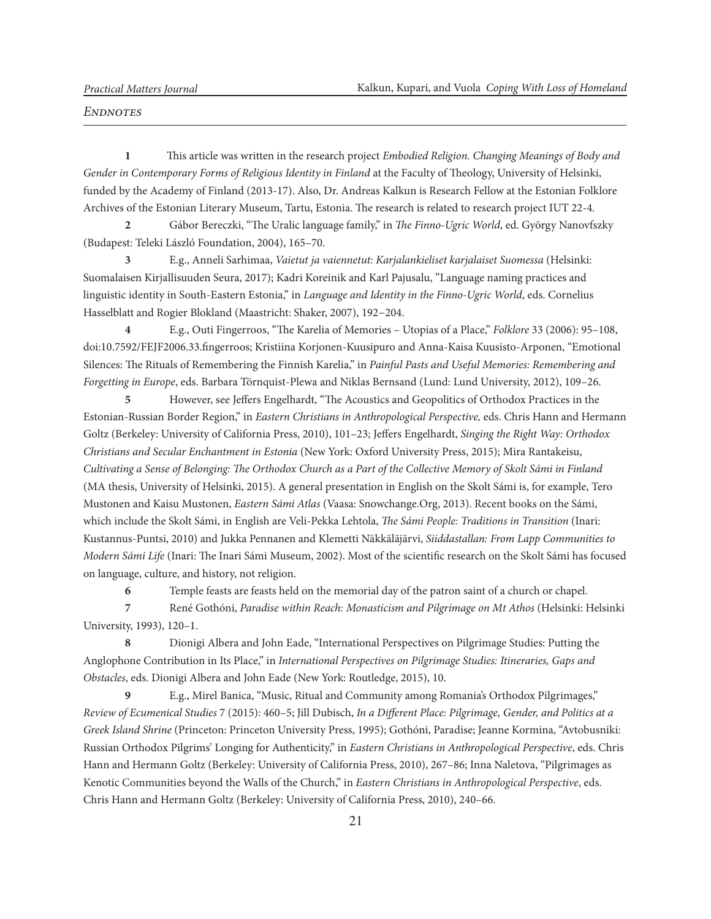## Endnotes

**1** This article was written in the research project *Embodied Religion. Changing Meanings of Body and Gender in Contemporary Forms of Religious Identity in Finland* at the Faculty of Theology, University of Helsinki, funded by the Academy of Finland (2013-17). Also, Dr. Andreas Kalkun is Research Fellow at the Estonian Folklore Archives of the Estonian Literary Museum, Tartu, Estonia. The research is related to research project IUT 22-4.

**2** Gábor Bereczki, "The Uralic language family," in *The Finno-Ugric World*, ed. György Nanovfszky (Budapest: Teleki László Foundation, 2004), 165–70.

**3** E.g., Anneli Sarhimaa, *Vaietut ja vaiennetut: Karjalankieliset karjalaiset Suomessa* (Helsinki: Suomalaisen Kirjallisuuden Seura, 2017); Kadri Koreinik and Karl Pajusalu, "Language naming practices and linguistic identity in South-Eastern Estonia," in *Language and Identity in the Finno-Ugric World*, eds. Cornelius Hasselblatt and Rogier Blokland (Maastricht: Shaker, 2007), 192–204.

**4** E.g., Outi Fingerroos, "The Karelia of Memories – Utopias of a Place," *Folklore* 33 (2006): 95–108, doi:10.7592/FEJF2006.33.fingerroos; Kristiina Korjonen-Kuusipuro and Anna-Kaisa Kuusisto-Arponen, "Emotional Silences: The Rituals of Remembering the Finnish Karelia," in *Painful Pasts and Useful Memories: Remembering and Forgetting in Europe*, eds. Barbara Törnquist-Plewa and Niklas Bernsand (Lund: Lund University, 2012), 109–26.

**5** However, see Jeffers Engelhardt, "The Acoustics and Geopolitics of Orthodox Practices in the Estonian-Russian Border Region," in *Eastern Christians in Anthropological Perspective,* eds. Chris Hann and Hermann Goltz (Berkeley: University of California Press, 2010), 101–23; Jeffers Engelhardt, *Singing the Right Way: Orthodox Christians and Secular Enchantment in Estonia* (New York: Oxford University Press, 2015); Mira Rantakeisu, *Cultivating a Sense of Belonging: The Orthodox Church as a Part of the Collective Memory of Skolt Sámi in Finland* (MA thesis, University of Helsinki, 2015). A general presentation in English on the Skolt Sámi is, for example, Tero Mustonen and Kaisu Mustonen, *Eastern Sámi Atlas* (Vaasa: Snowchange.Org, 2013). Recent books on the Sámi, which include the Skolt Sámi, in English are Veli-Pekka Lehtola, *The Sámi People: Traditions in Transition* (Inari: Kustannus-Puntsi, 2010) and Jukka Pennanen and Klemetti Näkkäläjärvi, *Siiddastallan: From Lapp Communities to Modern Sámi Life* (Inari: The Inari Sámi Museum, 2002). Most of the scientific research on the Skolt Sámi has focused on language, culture, and history, not religion.

**6** Temple feasts are feasts held on the memorial day of the patron saint of a church or chapel.

**7** René Gothóni, *Paradise within Reach: Monasticism and Pilgrimage on Mt Athos* (Helsinki: Helsinki University, 1993), 120–1.

**8** Dionigi Albera and John Eade, "International Perspectives on Pilgrimage Studies: Putting the Anglophone Contribution in Its Place," in *International Perspectives on Pilgrimage Studies: Itineraries, Gaps and Obstacles*, eds. Dionigi Albera and John Eade (New York: Routledge, 2015), 10.

**9** E.g., Mirel Banica, "Music, Ritual and Community among Romania's Orthodox Pilgrimages," *Review of Ecumenical Studies* 7 (2015): 460–5; Jill Dubisch, *In a Different Place: Pilgrimage, Gender, and Politics at a Greek Island Shrine* (Princeton: Princeton University Press, 1995); Gothóni, Paradise; Jeanne Kormina, "Avtobusniki: Russian Orthodox Pilgrims' Longing for Authenticity," in *Eastern Christians in Anthropological Perspective*, eds. Chris Hann and Hermann Goltz (Berkeley: University of California Press, 2010), 267–86; Inna Naletova, "Pilgrimages as Kenotic Communities beyond the Walls of the Church," in *Eastern Christians in Anthropological Perspective*, eds. Chris Hann and Hermann Goltz (Berkeley: University of California Press, 2010), 240–66.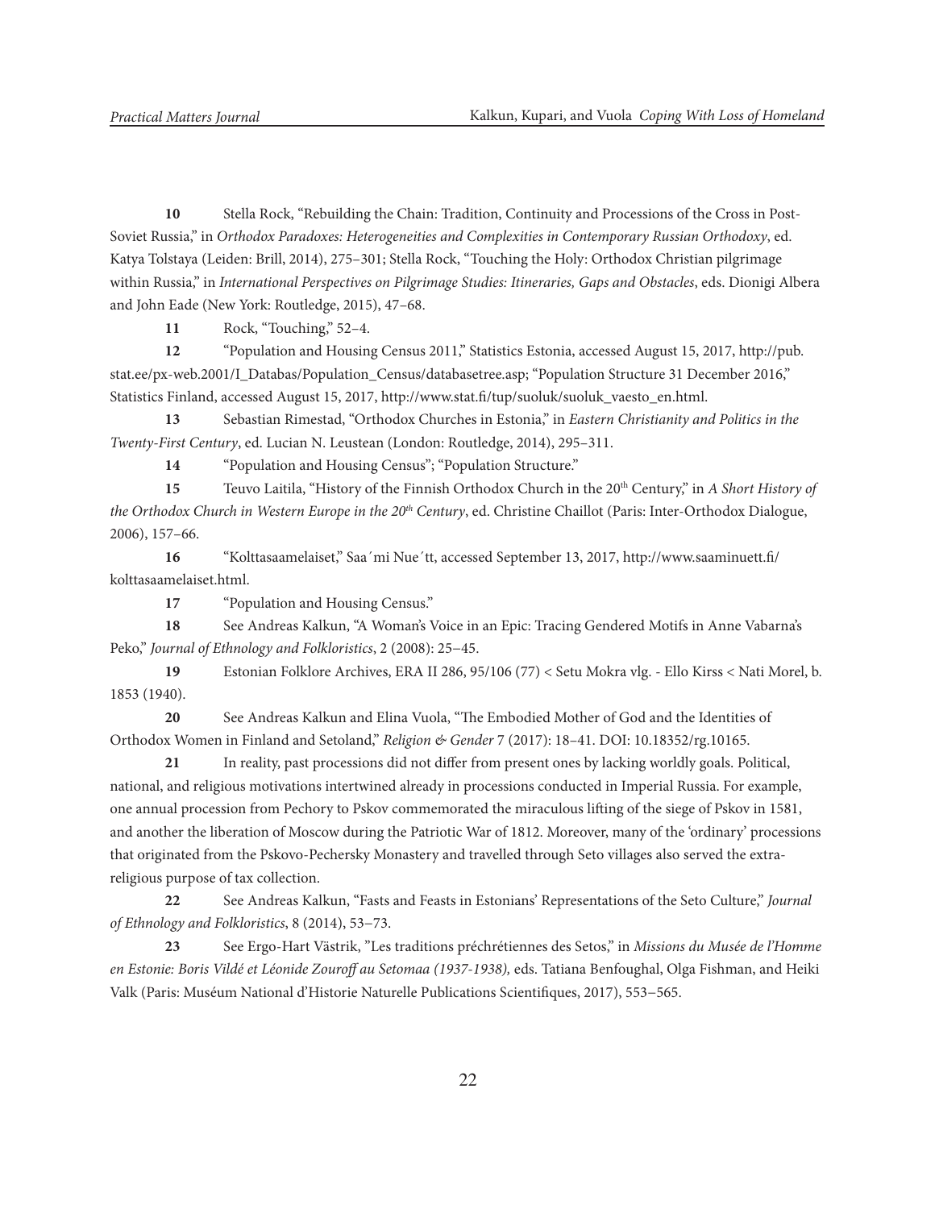**10** Stella Rock, "Rebuilding the Chain: Tradition, Continuity and Processions of the Cross in Post-Soviet Russia," in *Orthodox Paradoxes: Heterogeneities and Complexities in Contemporary Russian Orthodoxy*, ed. Katya Tolstaya (Leiden: Brill, 2014), 275–301; Stella Rock, "Touching the Holy: Orthodox Christian pilgrimage within Russia," in *International Perspectives on Pilgrimage Studies: Itineraries, Gaps and Obstacles*, eds. Dionigi Albera and John Eade (New York: Routledge, 2015), 47–68.

**11** Rock, "Touching," 52–4.

**12** "Population and Housing Census 2011," Statistics Estonia, accessed August 15, 2017, http://pub.stat.ee/px-web.2001/I_Databas/Population_Census/databasetree.asp; "Population Structure 31 December 2016," Statistics Finland, accessed August 15, 2017, http://www.stat.fi/tup/suoluk/suoluk_vaesto_en.html.

**13** Sebastian Rimestad, "Orthodox Churches in Estonia," in *Eastern Christianity and Politics in the Twenty-First Century*, ed. Lucian N. Leustean (London: Routledge, 2014), 295–311.

**14** "Population and Housing Census"; "Population Structure."

**15** Teuvo Laitila, "History of the Finnish Orthodox Church in the 20th Century," in *A Short History of the Orthodox Church in Western Europe in the 20th Century*, ed. Christine Chaillot (Paris: Inter-Orthodox Dialogue, 2006), 157–66.

**16** "Kolttasaamelaiset," Saa´mi Nue´tt, accessed September 13, 2017, http://www.saaminuett.fi/kolttasaamelaiset.html.

**17** "Population and Housing Census."

**18** See Andreas Kalkun, "A Woman's Voice in an Epic: Tracing Gendered Motifs in Anne Vabarna's Peko," *Journal of Ethnology and Folkloristics*, 2 (2008): 25–45.

**19** Estonian Folklore Archives, ERA II 286, 95/106 (77) < Setu Mokra vlg. - Ello Kirss < Nati Morel, b. 1853 (1940).

**20** See Andreas Kalkun and Elina Vuola, "The Embodied Mother of God and the Identities of Orthodox Women in Finland and Setoland," *Religion & Gender* 7 (2017): 18–41. DOI: 10.18352/rg.10165.

**21** In reality, past processions did not differ from present ones by lacking worldly goals. Political, national, and religious motivations intertwined already in processions conducted in Imperial Russia. For example, one annual procession from Pechory to Pskov commemorated the miraculous lifting of the siege of Pskov in 1581, and another the liberation of Moscow during the Patriotic War of 1812. Moreover, many of the 'ordinary' processions that originated from the Pskovo-Pechersky Monastery and travelled through Seto villages also served the extra-religious purpose of tax collection.

**22** See Andreas Kalkun, "Fasts and Feasts in Estonians' Representations of the Seto Culture," *Journal of Ethnology and Folkloristics*, 8 (2014), 53–73.

**23** See Ergo-Hart Västrik, "Les traditions préchrétiennes des Setos," in *Missions du Musée de l'Homme en Estonie: Boris Vildé et Léonide Zouroff au Setomaa (1937-1938),* eds. Tatiana Benfoughal, Olga Fishman, and Heiki Valk (Paris: Muséum National d'Historie Naturelle Publications Scientifiques, 2017), 553–565.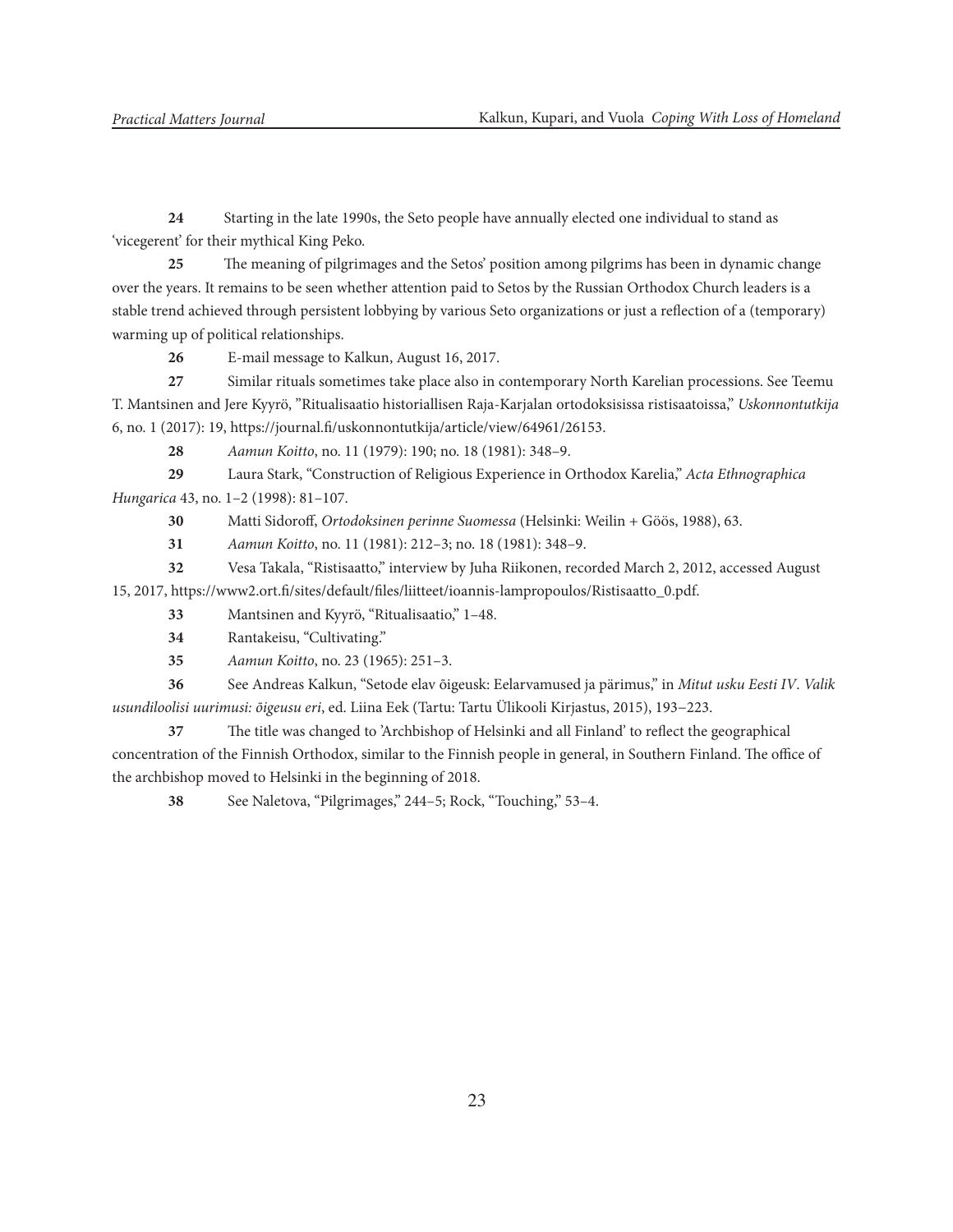**24** Starting in the late 1990s, the Seto people have annually elected one individual to stand as 'vicegerent' for their mythical King Peko.

**25** The meaning of pilgrimages and the Setos' position among pilgrims has been in dynamic change over the years. It remains to be seen whether attention paid to Setos by the Russian Orthodox Church leaders is a stable trend achieved through persistent lobbying by various Seto organizations or just a reflection of a (temporary) warming up of political relationships.

**26** E-mail message to Kalkun, August 16, 2017.

**27** Similar rituals sometimes take place also in contemporary North Karelian processions. See Teemu T. Mantsinen and Jere Kyyrö, "Ritualisaatio historiallisen Raja-Karjalan ortodoksisissa ristisaatoissa," *Uskonnontutkija* 6, no. 1 (2017): 19, https://journal.fi/uskonnontutkija/article/view/64961/26153.

**28** *Aamun Koitto*, no. 11 (1979): 190; no. 18 (1981): 348–9.

**29** Laura Stark, "Construction of Religious Experience in Orthodox Karelia," *Acta Ethnographica Hungarica* 43, no. 1–2 (1998): 81–107.

**30** Matti Sidoroff, *Ortodoksinen perinne Suomessa* (Helsinki: Weilin + Göös, 1988), 63.

**31** *Aamun Koitto*, no. 11 (1981): 212–3; no. 18 (1981): 348–9.

**32** Vesa Takala, "Ristisaatto," interview by Juha Riikonen, recorded March 2, 2012, accessed August 15, 2017, https://www2.ort.fi/sites/default/files/liitteet/ioannis-lampropoulos/Ristisaatto_0.pdf.

**33** Mantsinen and Kyyrö, "Ritualisaatio," 1–48.

**34** Rantakeisu, "Cultivating."

**35** *Aamun Koitto*, no. 23 (1965): 251–3.

**36** See Andreas Kalkun, "Setode elav õigeusk: Eelarvamused ja pärimus," in *Mitut usku Eesti IV*. *Valik usundiloolisi uurimusi: õigeusu eri*, ed. Liina Eek (Tartu: Tartu Ülikooli Kirjastus, 2015), 193–223.

**37** The title was changed to 'Archbishop of Helsinki and all Finland' to reflect the geographical concentration of the Finnish Orthodox, similar to the Finnish people in general, in Southern Finland. The office of the archbishop moved to Helsinki in the beginning of 2018.

**38** See Naletova, "Pilgrimages," 244–5; Rock, "Touching," 53–4.